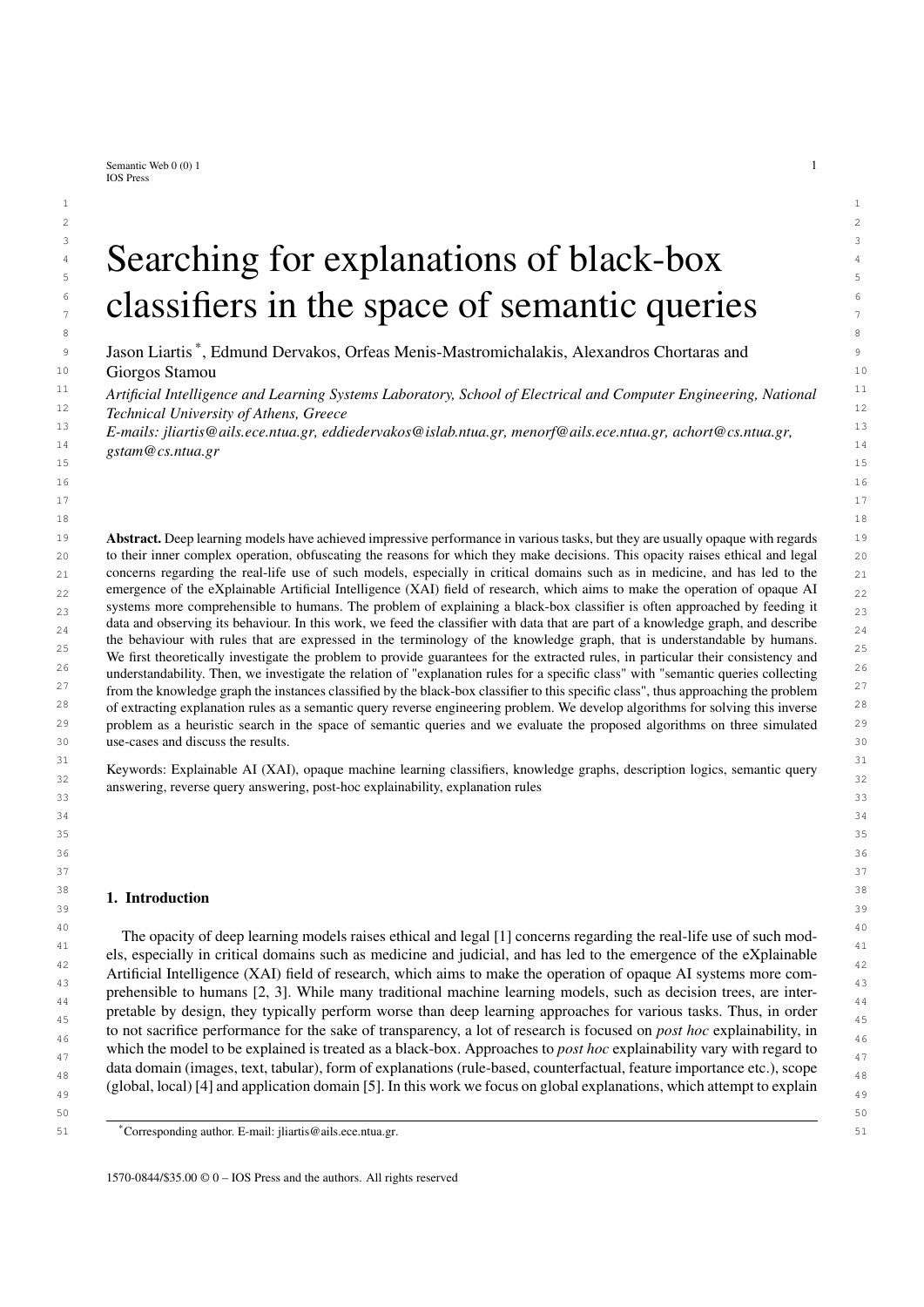# Searching for explanations of black-box classifiers in the space of semantic queries

Jason Liartis [*], Edmund Dervakos, Orfeas Menis-Mastromichalakis, Alexandros Chortaras and Giorgos Stamou

*Artificial Intelligence and Learning Systems Laboratory, School of Electrical and Computer Engineering, National Technical University of Athens, Greece*

*E-mails: jliartis@ails.ece.ntua.gr, eddiedervakos@islab.ntua.gr, menorf@ails.ece.ntua.gr, achort@cs.ntua.gr, gstam@cs.ntua.gr*

**Abstract.** Deep learning models have achieved impressive performance in various tasks, but they are usually opaque with regards to their inner complex operation, obfuscating the reasons for which they make decisions. This opacity raises ethical and legal concerns regarding the real-life use of such models, especially in critical domains such as in medicine, and has led to the emergence of the eXplainable Artificial Intelligence (XAI) field of research, which aims to make the operation of opaque AI systems more comprehensible to humans. The problem of explaining a black-box classifier is often approached by feeding it data and observing its behaviour. In this work, we feed the classifier with data that are part of a knowledge graph, and describe the behaviour with rules that are expressed in the terminology of the knowledge graph, that is understandable by humans. We first theoretically investigate the problem to provide guarantees for the extracted rules, in particular their consistency and understandability. Then, we investigate the relation of "explanation rules for a specific class" with "semantic queries collecting from the knowledge graph the instances classified by the black-box classifier to this specific class", thus approaching the problem of extracting explanation rules as a semantic query reverse engineering problem. We develop algorithms for solving this inverse problem as a heuristic search in the space of semantic queries and we evaluate the proposed algorithms on three simulated use-cases and discuss the results.

Keywords: Explainable AI (XAI), opaque machine learning classifiers, knowledge graphs, description logics, semantic query answering, reverse query answering, post-hoc explainability, explanation rules

## 1. Introduction

The opacity of deep learning models raises ethical and legal [1] concerns regarding the real-life use of such models, especially in critical domains such as medicine and judicial, and has led to the emergence of the eXplainable Artificial Intelligence (XAI) field of research, which aims to make the operation of opaque AI systems more comprehensible to humans [2, 3]. While many traditional machine learning models, such as decision trees, are interpretable by design, they typically perform worse than deep learning approaches for various tasks. Thus, in order to not sacrifice performance for the sake of transparency, a lot of research is focused on *post hoc* explainability, in which the model to be explained is treated as a black-box. Approaches to *post hoc* explainability vary with regard to data domain (images, text, tabular), form of explanations (rule-based, counterfactual, feature importance etc.), scope (global, local) [4] and application domain [5]. In this work we focus on global explanations, which attempt to explain

[*] Corresponding author. E-mail: jliartis@ails.ece.ntua.gr.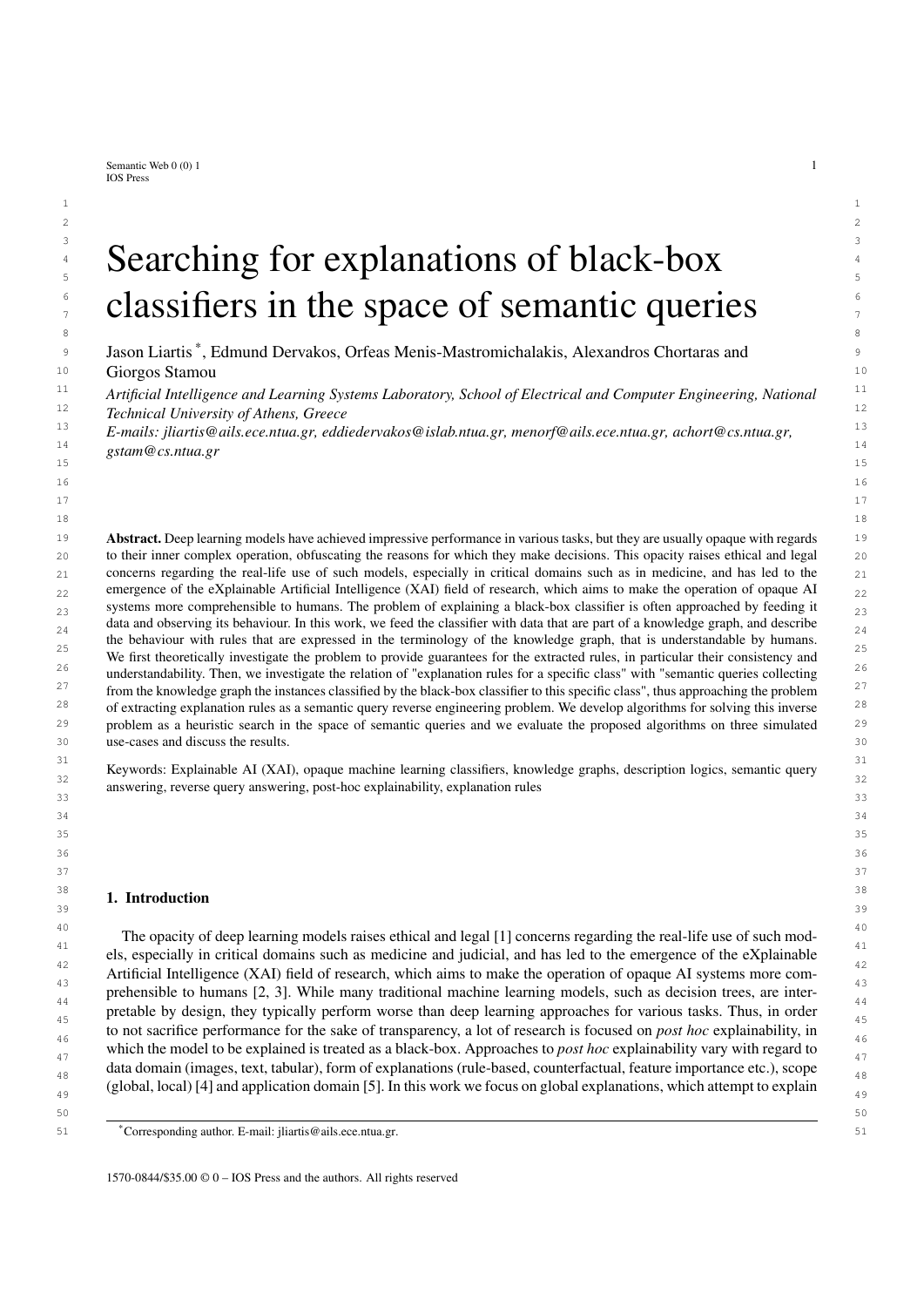# Searching for explanations of black-box classifiers in the space of semantic queries

Jason Liartis [*], Edmund Dervakos, Orfeas Menis-Mastromichalakis, Alexandros Chortaras and Giorgos Stamou

*Artificial Intelligence and Learning Systems Laboratory, School of Electrical and Computer Engineering, National Technical University of Athens, Greece*

*E-mails: jliartis@ails.ece.ntua.gr, eddiedervakos@islab.ntua.gr, menorf@ails.ece.ntua.gr, achort@cs.ntua.gr, gstam@cs.ntua.gr*

**Abstract.** Deep learning models have achieved impressive performance in various tasks, but they are usually opaque with regards to their inner complex operation, obfuscating the reasons for which they make decisions. This opacity raises ethical and legal concerns regarding the real-life use of such models, especially in critical domains such as in medicine, and has led to the emergence of the eXplainable Artificial Intelligence (XAI) field of research, which aims to make the operation of opaque AI systems more comprehensible to humans. The problem of explaining a black-box classifier is often approached by feeding it data and observing its behaviour. In this work, we feed the classifier with data that are part of a knowledge graph, and describe the behaviour with rules that are expressed in the terminology of the knowledge graph, that is understandable by humans. We first theoretically investigate the problem to provide guarantees for the extracted rules, in particular their consistency and understandability. Then, we investigate the relation of "explanation rules for a specific class" with "semantic queries collecting from the knowledge graph the instances classified by the black-box classifier to this specific class", thus approaching the problem of extracting explanation rules as a semantic query reverse engineering problem. We develop algorithms for solving this inverse problem as a heuristic search in the space of semantic queries and we evaluate the proposed algorithms on three simulated use-cases and discuss the results.

Keywords: Explainable AI (XAI), opaque machine learning classifiers, knowledge graphs, description logics, semantic query answering, reverse query answering, post-hoc explainability, explanation rules

## 1. Introduction

The opacity of deep learning models raises ethical and legal [1] concerns regarding the real-life use of such models, especially in critical domains such as medicine and judicial, and has led to the emergence of the eXplainable Artificial Intelligence (XAI) field of research, which aims to make the operation of opaque AI systems more comprehensible to humans [2, 3]. While many traditional machine learning models, such as decision trees, are interpretable by design, they typically perform worse than deep learning approaches for various tasks. Thus, in order to not sacrifice performance for the sake of transparency, a lot of research is focused on *post hoc* explainability, in which the model to be explained is treated as a black-box. Approaches to *post hoc* explainability vary with regard to data domain (images, text, tabular), form of explanations (rule-based, counterfactual, feature importance etc.), scope (global, local) [4] and application domain [5]. In this work we focus on global explanations, which attempt to explain

[*] Corresponding author. E-mail: jliartis@ails.ece.ntua.gr.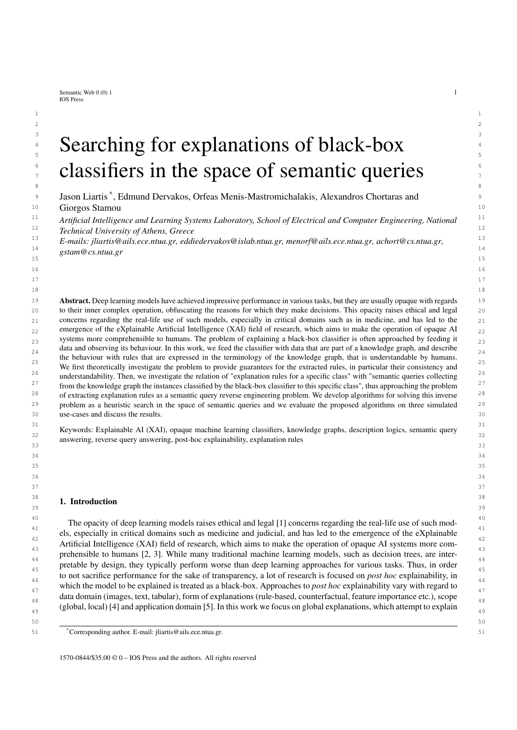# Searching for explanations of black-box classifiers in the space of semantic queries

Jason Liartis [*], Edmund Dervakos, Orfeas Menis-Mastromichalakis, Alexandros Chortaras and Giorgos Stamou

*Artificial Intelligence and Learning Systems Laboratory, School of Electrical and Computer Engineering, National Technical University of Athens, Greece*
*E-mails: jliartis@ails.ece.ntua.gr, eddiedervakos@islab.ntua.gr, menorf@ails.ece.ntua.gr, achort@cs.ntua.gr, gstam@cs.ntua.gr*

**Abstract.** Deep learning models have achieved impressive performance in various tasks, but they are usually opaque with regards to their inner complex operation, obfuscating the reasons for which they make decisions. This opacity raises ethical and legal concerns regarding the real-life use of such models, especially in critical domains such as in medicine, and has led to the emergence of the eXplainable Artificial Intelligence (XAI) field of research, which aims to make the operation of opaque AI systems more comprehensible to humans. The problem of explaining a black-box classifier is often approached by feeding it data and observing its behaviour. In this work, we feed the classifier with data that are part of a knowledge graph, and describe the behaviour with rules that are expressed in the terminology of the knowledge graph, that is understandable by humans. We first theoretically investigate the problem to provide guarantees for the extracted rules, in particular their consistency and understandability. Then, we investigate the relation of "explanation rules for a specific class" with "semantic queries collecting from the knowledge graph the instances classified by the black-box classifier to this specific class", thus approaching the problem of extracting explanation rules as a semantic query reverse engineering problem. We develop algorithms for solving this inverse problem as a heuristic search in the space of semantic queries and we evaluate the proposed algorithms on three simulated use-cases and discuss the results.

Keywords: Explainable AI (XAI), opaque machine learning classifiers, knowledge graphs, description logics, semantic query answering, reverse query answering, post-hoc explainability, explanation rules

## 1. Introduction

The opacity of deep learning models raises ethical and legal [1] concerns regarding the real-life use of such models, especially in critical domains such as medicine and judicial, and has led to the emergence of the eXplainable Artificial Intelligence (XAI) field of research, which aims to make the operation of opaque AI systems more comprehensible to humans [2, 3]. While many traditional machine learning models, such as decision trees, are interpretable by design, they typically perform worse than deep learning approaches for various tasks. Thus, in order to not sacrifice performance for the sake of transparency, a lot of research is focused on *post hoc* explainability, in which the model to be explained is treated as a black-box. Approaches to *post hoc* explainability vary with regard to data domain (images, text, tabular), form of explanations (rule-based, counterfactual, feature importance etc.), scope (global, local) [4] and application domain [5]. In this work we focus on global explanations, which attempt to explain

[*] Corresponding author. E-mail: jliartis@ails.ece.ntua.gr.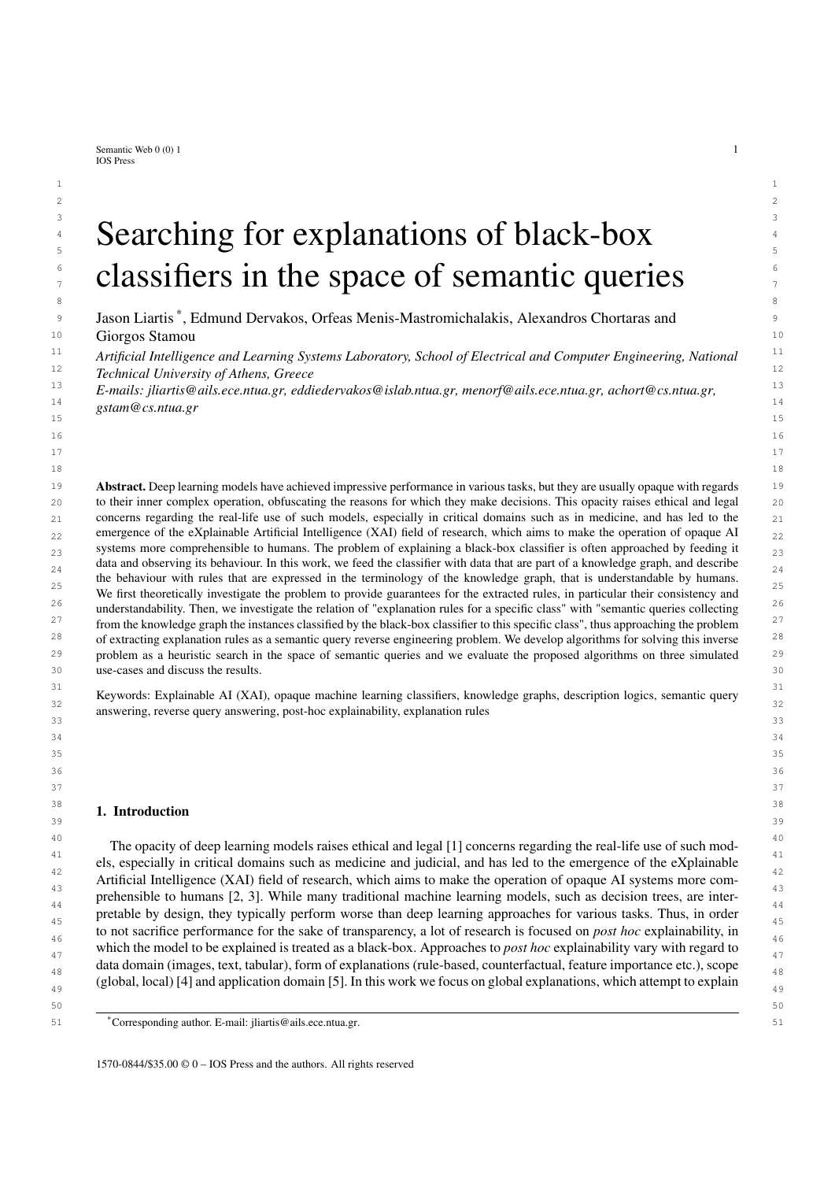# Searching for explanations of black-box classifiers in the space of semantic queries

Jason Liartis [*], Edmund Dervakos, Orfeas Menis-Mastromichalakis, Alexandros Chortaras and Giorgos Stamou

*Artificial Intelligence and Learning Systems Laboratory, School of Electrical and Computer Engineering, National Technical University of Athens, Greece*
*E-mails: jliartis@ails.ece.ntua.gr, eddiedervakos@islab.ntua.gr, menorf@ails.ece.ntua.gr, achort@cs.ntua.gr, gstam@cs.ntua.gr*

**Abstract.** Deep learning models have achieved impressive performance in various tasks, but they are usually opaque with regards to their inner complex operation, obfuscating the reasons for which they make decisions. This opacity raises ethical and legal concerns regarding the real-life use of such models, especially in critical domains such as in medicine, and has led to the emergence of the eXplainable Artificial Intelligence (XAI) field of research, which aims to make the operation of opaque AI systems more comprehensible to humans. The problem of explaining a black-box classifier is often approached by feeding it data and observing its behaviour. In this work, we feed the classifier with data that are part of a knowledge graph, and describe the behaviour with rules that are expressed in the terminology of the knowledge graph, that is understandable by humans. We first theoretically investigate the problem to provide guarantees for the extracted rules, in particular their consistency and understandability. Then, we investigate the relation of "explanation rules for a specific class" with "semantic queries collecting from the knowledge graph the instances classified by the black-box classifier to this specific class", thus approaching the problem of extracting explanation rules as a semantic query reverse engineering problem. We develop algorithms for solving this inverse problem as a heuristic search in the space of semantic queries and we evaluate the proposed algorithms on three simulated use-cases and discuss the results.

Keywords: Explainable AI (XAI), opaque machine learning classifiers, knowledge graphs, description logics, semantic query answering, reverse query answering, post-hoc explainability, explanation rules

## 1. Introduction

The opacity of deep learning models raises ethical and legal [1] concerns regarding the real-life use of such models, especially in critical domains such as medicine and judicial, and has led to the emergence of the eXplainable Artificial Intelligence (XAI) field of research, which aims to make the operation of opaque AI systems more comprehensible to humans [2, 3]. While many traditional machine learning models, such as decision trees, are interpretable by design, they typically perform worse than deep learning approaches for various tasks. Thus, in order to not sacrifice performance for the sake of transparency, a lot of research is focused on *post hoc* explainability, in which the model to be explained is treated as a black-box. Approaches to *post hoc* explainability vary with regard to data domain (images, text, tabular), form of explanations (rule-based, counterfactual, feature importance etc.), scope (global, local) [4] and application domain [5]. In this work we focus on global explanations, which attempt to explain

[*] Corresponding author. E-mail: jliartis@ails.ece.ntua.gr.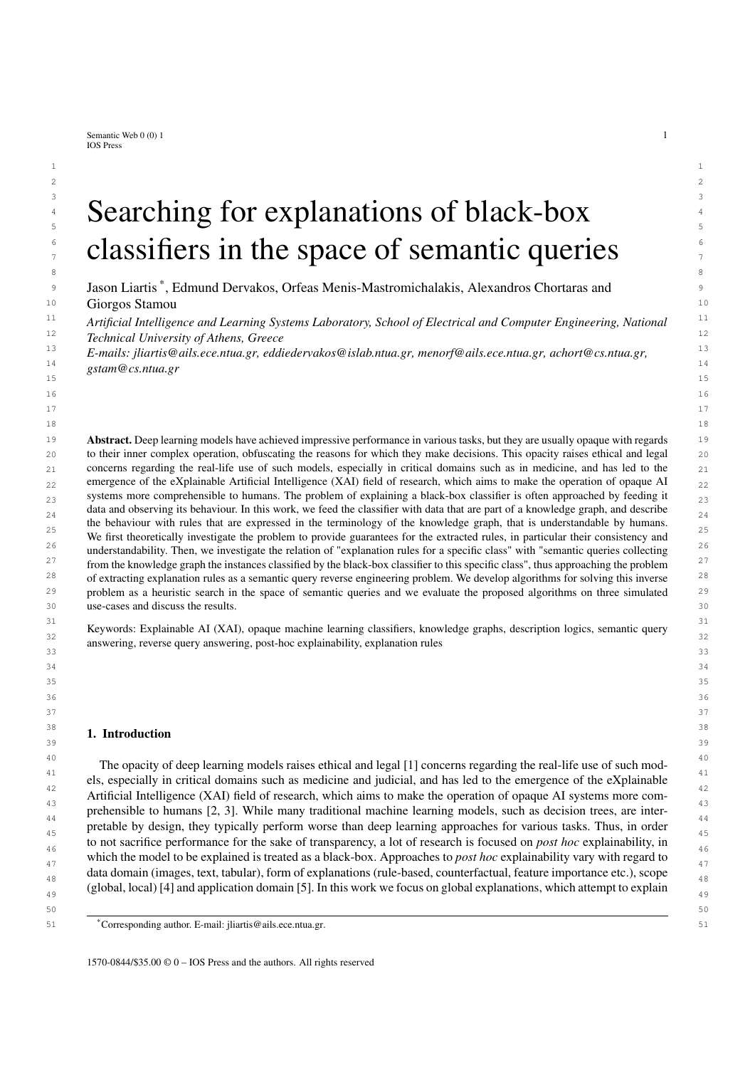# Searching for explanations of black-box classifiers in the space of semantic queries

Jason Liartis *, Edmund Dervakos, Orfeas Menis-Mastromichalakis, Alexandros Chortaras and Giorgos Stamou

*Artificial Intelligence and Learning Systems Laboratory, School of Electrical and Computer Engineering, National Technical University of Athens, Greece*

*E-mails: jliartis@ails.ece.ntua.gr, eddiedervakos@islab.ntua.gr, menorf@ails.ece.ntua.gr, achort@cs.ntua.gr, gstam@cs.ntua.gr*

**Abstract.** Deep learning models have achieved impressive performance in various tasks, but they are usually opaque with regards to their inner complex operation, obfuscating the reasons for which they make decisions. This opacity raises ethical and legal concerns regarding the real-life use of such models, especially in critical domains such as in medicine, and has led to the emergence of the eXplainable Artificial Intelligence (XAI) field of research, which aims to make the operation of opaque AI systems more comprehensible to humans. The problem of explaining a black-box classifier is often approached by feeding it data and observing its behaviour. In this work, we feed the classifier with data that are part of a knowledge graph, and describe the behaviour with rules that are expressed in the terminology of the knowledge graph, that is understandable by humans. We first theoretically investigate the problem to provide guarantees for the extracted rules, in particular their consistency and understandability. Then, we investigate the relation of "explanation rules for a specific class" with "semantic queries collecting from the knowledge graph the instances classified by the black-box classifier to this specific class", thus approaching the problem of extracting explanation rules as a semantic query reverse engineering problem. We develop algorithms for solving this inverse problem as a heuristic search in the space of semantic queries and we evaluate the proposed algorithms on three simulated use-cases and discuss the results.

Keywords: Explainable AI (XAI), opaque machine learning classifiers, knowledge graphs, description logics, semantic query answering, reverse query answering, post-hoc explainability, explanation rules

## 1. Introduction

The opacity of deep learning models raises ethical and legal [1] concerns regarding the real-life use of such models, especially in critical domains such as medicine and judicial, and has led to the emergence of the eXplainable Artificial Intelligence (XAI) field of research, which aims to make the operation of opaque AI systems more comprehensible to humans [2, 3]. While many traditional machine learning models, such as decision trees, are interpretable by design, they typically perform worse than deep learning approaches for various tasks. Thus, in order to not sacrifice performance for the sake of transparency, a lot of research is focused on *post hoc* explainability, in which the model to be explained is treated as a black-box. Approaches to *post hoc* explainability vary with regard to data domain (images, text, tabular), form of explanations (rule-based, counterfactual, feature importance etc.), scope (global, local) [4] and application domain [5]. In this work we focus on global explanations, which attempt to explain

*Corresponding author. E-mail: jliartis@ails.ece.ntua.gr.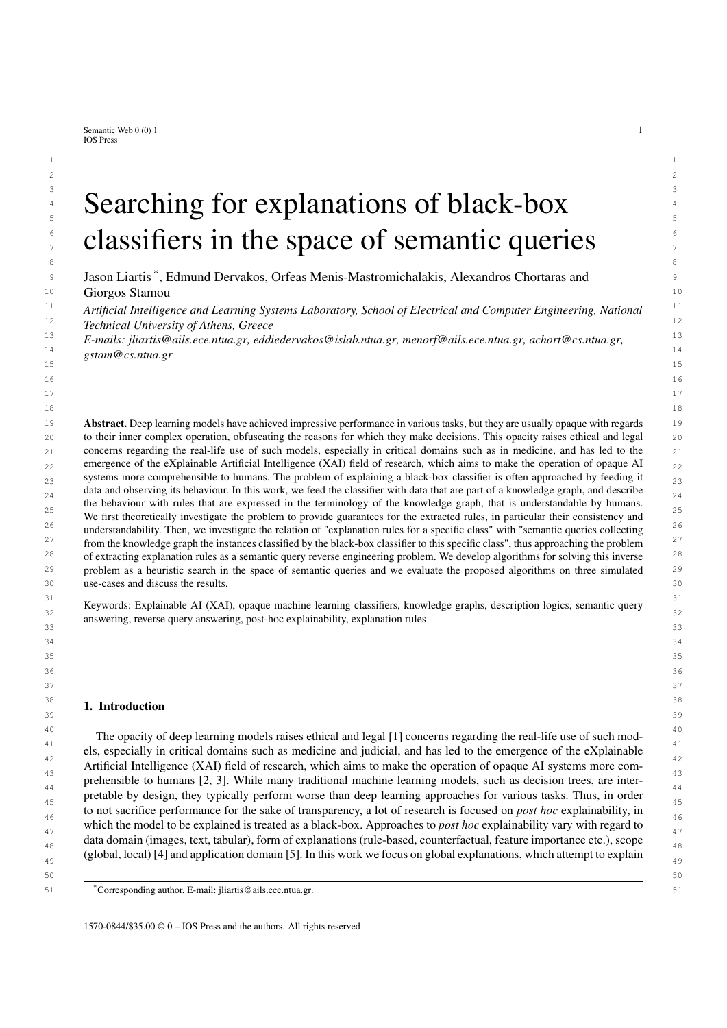# Searching for explanations of black-box classifiers in the space of semantic queries

Jason Liartis [*], Edmund Dervakos, Orfeas Menis-Mastromichalakis, Alexandros Chortaras and Giorgos Stamou

*Artificial Intelligence and Learning Systems Laboratory, School of Electrical and Computer Engineering, National Technical University of Athens, Greece*
*E-mails: jliartis@ails.ece.ntua.gr, eddiedervakos@islab.ntua.gr, menorf@ails.ece.ntua.gr, achort@cs.ntua.gr, gstam@cs.ntua.gr*

**Abstract.** Deep learning models have achieved impressive performance in various tasks, but they are usually opaque with regards to their inner complex operation, obfuscating the reasons for which they make decisions. This opacity raises ethical and legal concerns regarding the real-life use of such models, especially in critical domains such as in medicine, and has led to the emergence of the eXplainable Artificial Intelligence (XAI) field of research, which aims to make the operation of opaque AI systems more comprehensible to humans. The problem of explaining a black-box classifier is often approached by feeding it data and observing its behaviour. In this work, we feed the classifier with data that are part of a knowledge graph, and describe the behaviour with rules that are expressed in the terminology of the knowledge graph, that is understandable by humans. We first theoretically investigate the problem to provide guarantees for the extracted rules, in particular their consistency and understandability. Then, we investigate the relation of "explanation rules for a specific class" with "semantic queries collecting from the knowledge graph the instances classified by the black-box classifier to this specific class", thus approaching the problem of extracting explanation rules as a semantic query reverse engineering problem. We develop algorithms for solving this inverse problem as a heuristic search in the space of semantic queries and we evaluate the proposed algorithms on three simulated use-cases and discuss the results.

Keywords: Explainable AI (XAI), opaque machine learning classifiers, knowledge graphs, description logics, semantic query answering, reverse query answering, post-hoc explainability, explanation rules

## 1. Introduction

The opacity of deep learning models raises ethical and legal [1] concerns regarding the real-life use of such models, especially in critical domains such as medicine and judicial, and has led to the emergence of the eXplainable Artificial Intelligence (XAI) field of research, which aims to make the operation of opaque AI systems more comprehensible to humans [2, 3]. While many traditional machine learning models, such as decision trees, are interpretable by design, they typically perform worse than deep learning approaches for various tasks. Thus, in order to not sacrifice performance for the sake of transparency, a lot of research is focused on *post hoc* explainability, in which the model to be explained is treated as a black-box. Approaches to *post hoc* explainability vary with regard to data domain (images, text, tabular), form of explanations (rule-based, counterfactual, feature importance etc.), scope (global, local) [4] and application domain [5]. In this work we focus on global explanations, which attempt to explain

[*] Corresponding author. E-mail: jliartis@ails.ece.ntua.gr.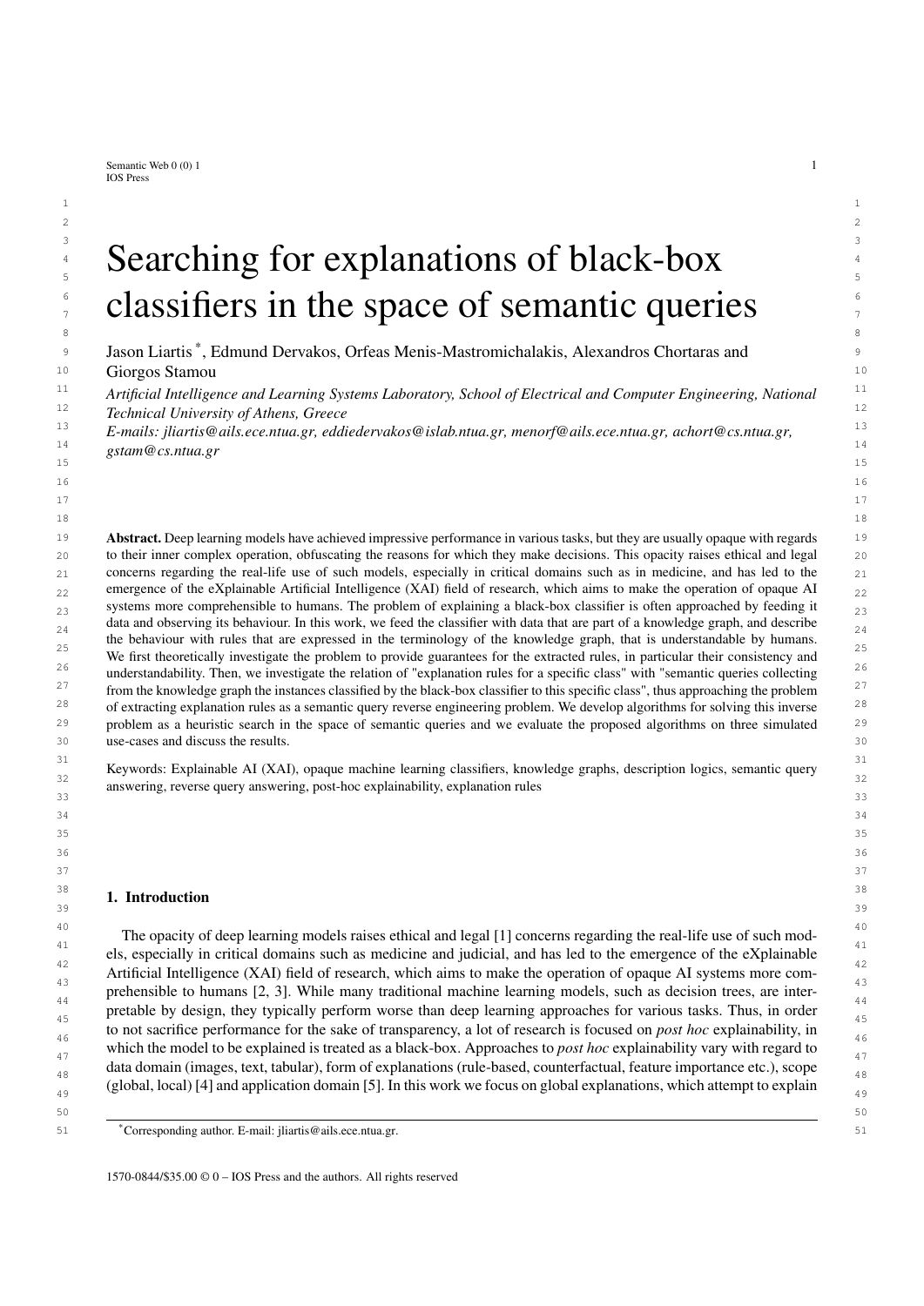# Searching for explanations of black-box classifiers in the space of semantic queries

Jason Liartis [*], Edmund Dervakos, Orfeas Menis-Mastromichalakis, Alexandros Chortaras and Giorgos Stamou

*Artificial Intelligence and Learning Systems Laboratory, School of Electrical and Computer Engineering, National Technical University of Athens, Greece*

*E-mails: jliartis@ails.ece.ntua.gr, eddiedervakos@islab.ntua.gr, menorf@ails.ece.ntua.gr, achort@cs.ntua.gr, gstam@cs.ntua.gr*

**Abstract.** Deep learning models have achieved impressive performance in various tasks, but they are usually opaque with regards to their inner complex operation, obfuscating the reasons for which they make decisions. This opacity raises ethical and legal concerns regarding the real-life use of such models, especially in critical domains such as in medicine, and has led to the emergence of the eXplainable Artificial Intelligence (XAI) field of research, which aims to make the operation of opaque AI systems more comprehensible to humans. The problem of explaining a black-box classifier is often approached by feeding it data and observing its behaviour. In this work, we feed the classifier with data that are part of a knowledge graph, and describe the behaviour with rules that are expressed in the terminology of the knowledge graph, that is understandable by humans. We first theoretically investigate the problem to provide guarantees for the extracted rules, in particular their consistency and understandability. Then, we investigate the relation of "explanation rules for a specific class" with "semantic queries collecting from the knowledge graph the instances classified by the black-box classifier to this specific class", thus approaching the problem of extracting explanation rules as a semantic query reverse engineering problem. We develop algorithms for solving this inverse problem as a heuristic search in the space of semantic queries and we evaluate the proposed algorithms on three simulated use-cases and discuss the results.

Keywords: Explainable AI (XAI), opaque machine learning classifiers, knowledge graphs, description logics, semantic query answering, reverse query answering, post-hoc explainability, explanation rules

## 1. Introduction

The opacity of deep learning models raises ethical and legal [1] concerns regarding the real-life use of such models, especially in critical domains such as medicine and judicial, and has led to the emergence of the eXplainable Artificial Intelligence (XAI) field of research, which aims to make the operation of opaque AI systems more comprehensible to humans [2, 3]. While many traditional machine learning models, such as decision trees, are interpretable by design, they typically perform worse than deep learning approaches for various tasks. Thus, in order to not sacrifice performance for the sake of transparency, a lot of research is focused on *post hoc* explainability, in which the model to be explained is treated as a black-box. Approaches to *post hoc* explainability vary with regard to data domain (images, text, tabular), form of explanations (rule-based, counterfactual, feature importance etc.), scope (global, local) [4] and application domain [5]. In this work we focus on global explanations, which attempt to explain

[*] Corresponding author. E-mail: jliartis@ails.ece.ntua.gr.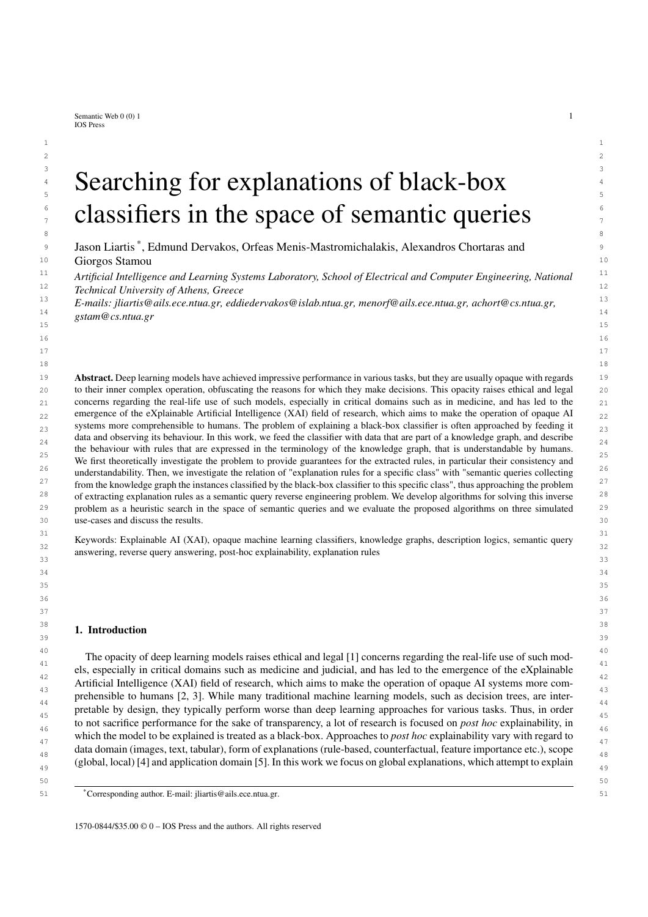# Searching for explanations of black-box classifiers in the space of semantic queries

Jason Liartis [*], Edmund Dervakos, Orfeas Menis-Mastromichalakis, Alexandros Chortaras and Giorgos Stamou

*Artificial Intelligence and Learning Systems Laboratory, School of Electrical and Computer Engineering, National Technical University of Athens, Greece*
*E-mails: jliartis@ails.ece.ntua.gr, eddiedervakos@islab.ntua.gr, menorf@ails.ece.ntua.gr, achort@cs.ntua.gr, gstam@cs.ntua.gr*

**Abstract.** Deep learning models have achieved impressive performance in various tasks, but they are usually opaque with regards to their inner complex operation, obfuscating the reasons for which they make decisions. This opacity raises ethical and legal concerns regarding the real-life use of such models, especially in critical domains such as in medicine, and has led to the emergence of the eXplainable Artificial Intelligence (XAI) field of research, which aims to make the operation of opaque AI systems more comprehensible to humans. The problem of explaining a black-box classifier is often approached by feeding it data and observing its behaviour. In this work, we feed the classifier with data that are part of a knowledge graph, and describe the behaviour with rules that are expressed in the terminology of the knowledge graph, that is understandable by humans. We first theoretically investigate the problem to provide guarantees for the extracted rules, in particular their consistency and understandability. Then, we investigate the relation of "explanation rules for a specific class" with "semantic queries collecting from the knowledge graph the instances classified by the black-box classifier to this specific class", thus approaching the problem of extracting explanation rules as a semantic query reverse engineering problem. We develop algorithms for solving this inverse problem as a heuristic search in the space of semantic queries and we evaluate the proposed algorithms on three simulated use-cases and discuss the results.

Keywords: Explainable AI (XAI), opaque machine learning classifiers, knowledge graphs, description logics, semantic query answering, reverse query answering, post-hoc explainability, explanation rules

## 1. Introduction

The opacity of deep learning models raises ethical and legal [1] concerns regarding the real-life use of such models, especially in critical domains such as medicine and judicial, and has led to the emergence of the eXplainable Artificial Intelligence (XAI) field of research, which aims to make the operation of opaque AI systems more comprehensible to humans [2, 3]. While many traditional machine learning models, such as decision trees, are interpretable by design, they typically perform worse than deep learning approaches for various tasks. Thus, in order to not sacrifice performance for the sake of transparency, a lot of research is focused on *post hoc* explainability, in which the model to be explained is treated as a black-box. Approaches to *post hoc* explainability vary with regard to data domain (images, text, tabular), form of explanations (rule-based, counterfactual, feature importance etc.), scope (global, local) [4] and application domain [5]. In this work we focus on global explanations, which attempt to explain

[*]Corresponding author. E-mail: jliartis@ails.ece.ntua.gr.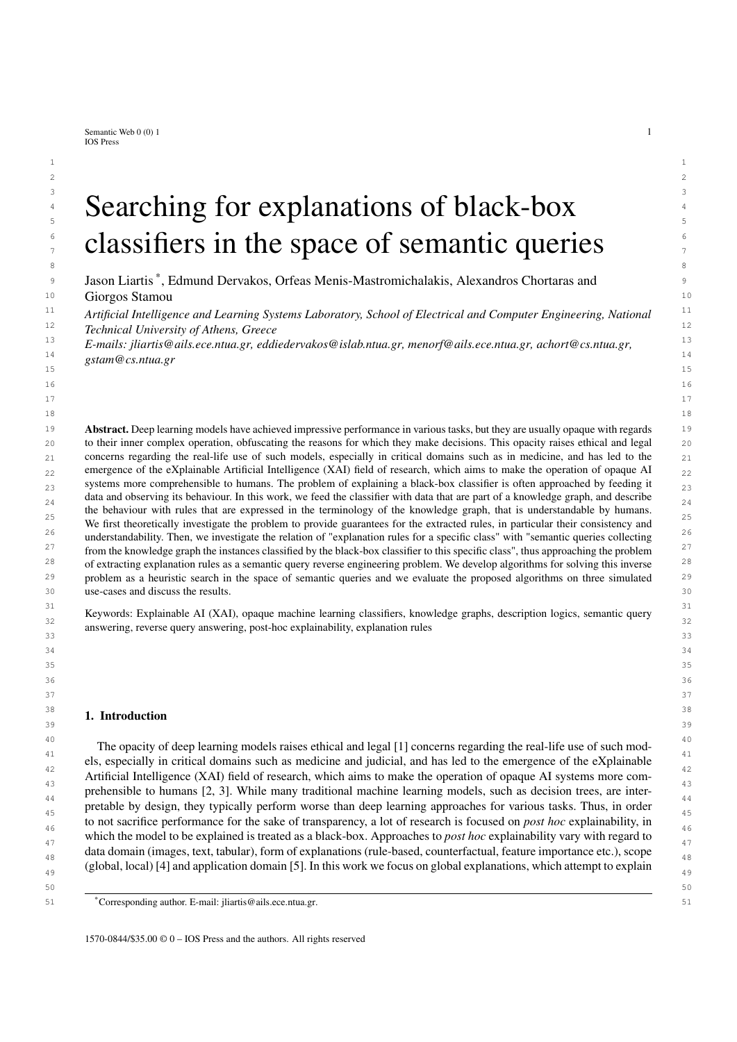# Searching for explanations of black-box classifiers in the space of semantic queries

Jason Liartis [*], Edmund Dervakos, Orfeas Menis-Mastromichalakis, Alexandros Chortaras and Giorgos Stamou

*Artificial Intelligence and Learning Systems Laboratory, School of Electrical and Computer Engineering, National Technical University of Athens, Greece*
*E-mails: jliartis@ails.ece.ntua.gr, eddiedervakos@islab.ntua.gr, menorf@ails.ece.ntua.gr, achort@cs.ntua.gr, gstam@cs.ntua.gr*

**Abstract.** Deep learning models have achieved impressive performance in various tasks, but they are usually opaque with regards to their inner complex operation, obfuscating the reasons for which they make decisions. This opacity raises ethical and legal concerns regarding the real-life use of such models, especially in critical domains such as in medicine, and has led to the emergence of the eXplainable Artificial Intelligence (XAI) field of research, which aims to make the operation of opaque AI systems more comprehensible to humans. The problem of explaining a black-box classifier is often approached by feeding it data and observing its behaviour. In this work, we feed the classifier with data that are part of a knowledge graph, and describe the behaviour with rules that are expressed in the terminology of the knowledge graph, that is understandable by humans. We first theoretically investigate the problem to provide guarantees for the extracted rules, in particular their consistency and understandability. Then, we investigate the relation of "explanation rules for a specific class" with "semantic queries collecting from the knowledge graph the instances classified by the black-box classifier to this specific class", thus approaching the problem of extracting explanation rules as a semantic query reverse engineering problem. We develop algorithms for solving this inverse problem as a heuristic search in the space of semantic queries and we evaluate the proposed algorithms on three simulated use-cases and discuss the results.

Keywords: Explainable AI (XAI), opaque machine learning classifiers, knowledge graphs, description logics, semantic query answering, reverse query answering, post-hoc explainability, explanation rules

## 1. Introduction

The opacity of deep learning models raises ethical and legal [1] concerns regarding the real-life use of such models, especially in critical domains such as medicine and judicial, and has led to the emergence of the eXplainable Artificial Intelligence (XAI) field of research, which aims to make the operation of opaque AI systems more comprehensible to humans [2, 3]. While many traditional machine learning models, such as decision trees, are interpretable by design, they typically perform worse than deep learning approaches for various tasks. Thus, in order to not sacrifice performance for the sake of transparency, a lot of research is focused on *post hoc* explainability, in which the model to be explained is treated as a black-box. Approaches to *post hoc* explainability vary with regard to data domain (images, text, tabular), form of explanations (rule-based, counterfactual, feature importance etc.), scope (global, local) [4] and application domain [5]. In this work we focus on global explanations, which attempt to explain

[*] Corresponding author. E-mail: jliartis@ails.ece.ntua.gr.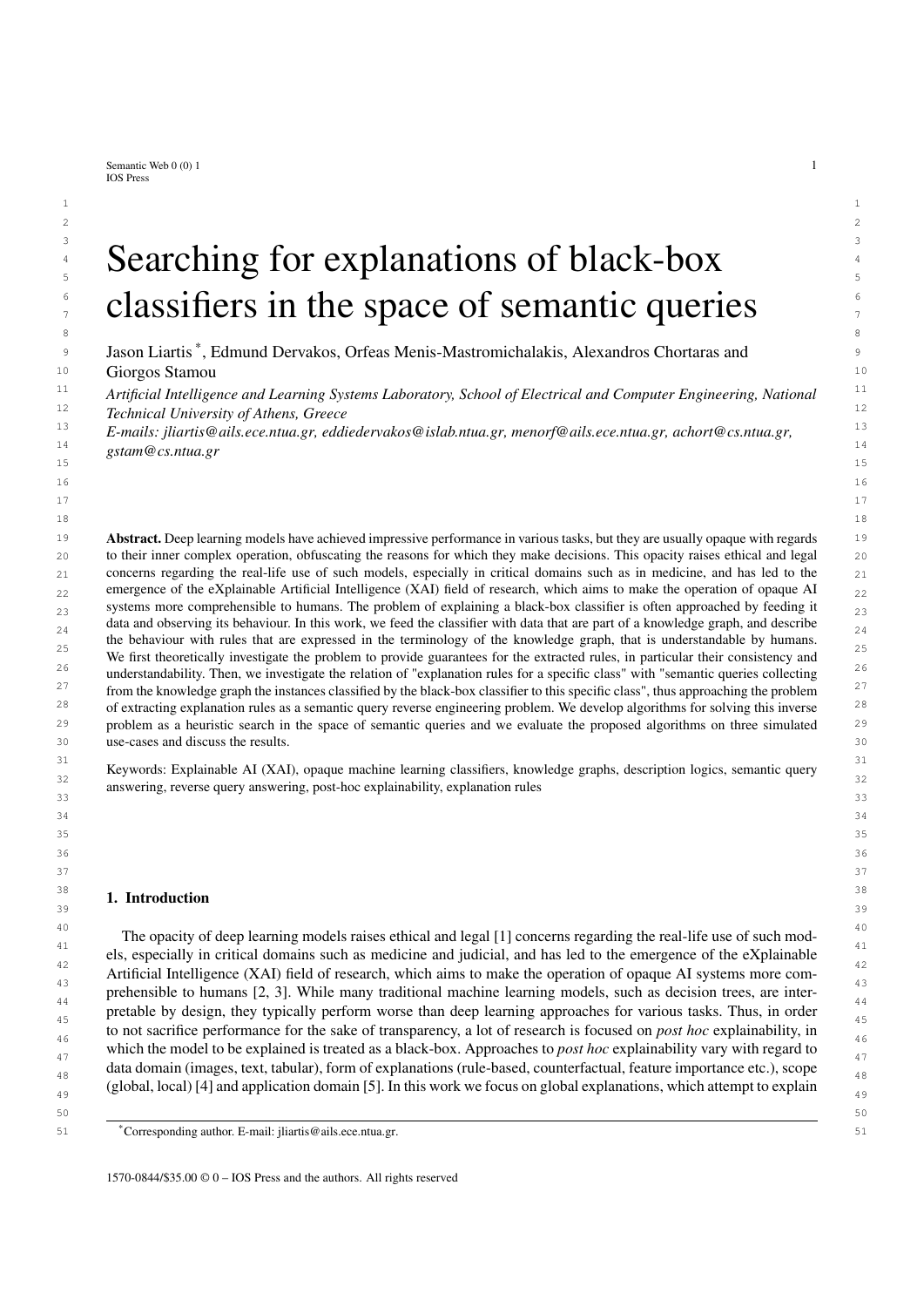# Searching for explanations of black-box classifiers in the space of semantic queries

Jason Liartis [*], Edmund Dervakos, Orfeas Menis-Mastromichalakis, Alexandros Chortaras and Giorgos Stamou

*Artificial Intelligence and Learning Systems Laboratory, School of Electrical and Computer Engineering, National Technical University of Athens, Greece*

*E-mails: jliartis@ails.ece.ntua.gr, eddiedervakos@islab.ntua.gr, menorf@ails.ece.ntua.gr, achort@cs.ntua.gr, gstam@cs.ntua.gr*

**Abstract.** Deep learning models have achieved impressive performance in various tasks, but they are usually opaque with regards to their inner complex operation, obfuscating the reasons for which they make decisions. This opacity raises ethical and legal concerns regarding the real-life use of such models, especially in critical domains such as in medicine, and has led to the emergence of the eXplainable Artificial Intelligence (XAI) field of research, which aims to make the operation of opaque AI systems more comprehensible to humans. The problem of explaining a black-box classifier is often approached by feeding it data and observing its behaviour. In this work, we feed the classifier with data that are part of a knowledge graph, and describe the behaviour with rules that are expressed in the terminology of the knowledge graph, that is understandable by humans. We first theoretically investigate the problem to provide guarantees for the extracted rules, in particular their consistency and understandability. Then, we investigate the relation of "explanation rules for a specific class" with "semantic queries collecting from the knowledge graph the instances classified by the black-box classifier to this specific class", thus approaching the problem of extracting explanation rules as a semantic query reverse engineering problem. We develop algorithms for solving this inverse problem as a heuristic search in the space of semantic queries and we evaluate the proposed algorithms on three simulated use-cases and discuss the results.

Keywords: Explainable AI (XAI), opaque machine learning classifiers, knowledge graphs, description logics, semantic query answering, reverse query answering, post-hoc explainability, explanation rules

## 1. Introduction

The opacity of deep learning models raises ethical and legal [1] concerns regarding the real-life use of such models, especially in critical domains such as medicine and judicial, and has led to the emergence of the eXplainable Artificial Intelligence (XAI) field of research, which aims to make the operation of opaque AI systems more comprehensible to humans [2, 3]. While many traditional machine learning models, such as decision trees, are interpretable by design, they typically perform worse than deep learning approaches for various tasks. Thus, in order to not sacrifice performance for the sake of transparency, a lot of research is focused on *post hoc* explainability, in which the model to be explained is treated as a black-box. Approaches to *post hoc* explainability vary with regard to data domain (images, text, tabular), form of explanations (rule-based, counterfactual, feature importance etc.), scope (global, local) [4] and application domain [5]. In this work we focus on global explanations, which attempt to explain

[*] Corresponding author. E-mail: jliartis@ails.ece.ntua.gr.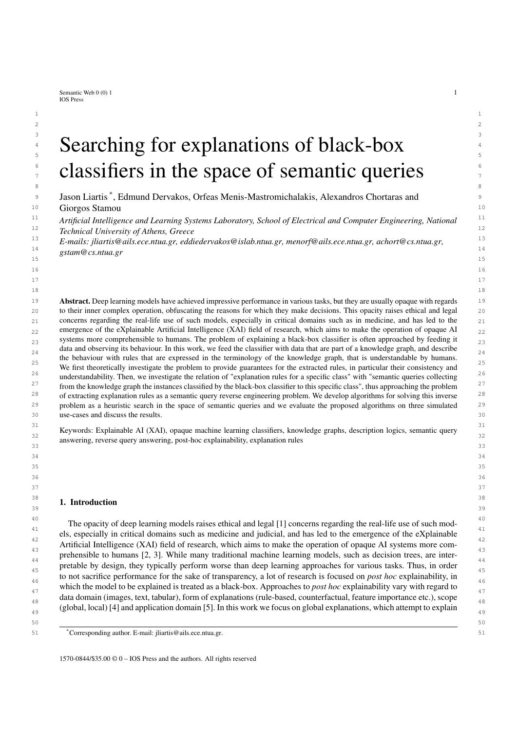# Searching for explanations of black-box classifiers in the space of semantic queries

Jason Liartis [*], Edmund Dervakos, Orfeas Menis-Mastromichalakis, Alexandros Chortaras and Giorgos Stamou

*Artificial Intelligence and Learning Systems Laboratory, School of Electrical and Computer Engineering, National Technical University of Athens, Greece*

*E-mails: jliartis@ails.ece.ntua.gr, eddiedervakos@islab.ntua.gr, menorf@ails.ece.ntua.gr, achort@cs.ntua.gr, gstam@cs.ntua.gr*

**Abstract.** Deep learning models have achieved impressive performance in various tasks, but they are usually opaque with regards to their inner complex operation, obfuscating the reasons for which they make decisions. This opacity raises ethical and legal concerns regarding the real-life use of such models, especially in critical domains such as in medicine, and has led to the emergence of the eXplainable Artificial Intelligence (XAI) field of research, which aims to make the operation of opaque AI systems more comprehensible to humans. The problem of explaining a black-box classifier is often approached by feeding it data and observing its behaviour. In this work, we feed the classifier with data that are part of a knowledge graph, and describe the behaviour with rules that are expressed in the terminology of the knowledge graph, that is understandable by humans. We first theoretically investigate the problem to provide guarantees for the extracted rules, in particular their consistency and understandability. Then, we investigate the relation of "explanation rules for a specific class" with "semantic queries collecting from the knowledge graph the instances classified by the black-box classifier to this specific class", thus approaching the problem of extracting explanation rules as a semantic query reverse engineering problem. We develop algorithms for solving this inverse problem as a heuristic search in the space of semantic queries and we evaluate the proposed algorithms on three simulated use-cases and discuss the results.

Keywords: Explainable AI (XAI), opaque machine learning classifiers, knowledge graphs, description logics, semantic query answering, reverse query answering, post-hoc explainability, explanation rules

## 1. Introduction

The opacity of deep learning models raises ethical and legal [1] concerns regarding the real-life use of such models, especially in critical domains such as medicine and judicial, and has led to the emergence of the eXplainable Artificial Intelligence (XAI) field of research, which aims to make the operation of opaque AI systems more comprehensible to humans [2, 3]. While many traditional machine learning models, such as decision trees, are interpretable by design, they typically perform worse than deep learning approaches for various tasks. Thus, in order to not sacrifice performance for the sake of transparency, a lot of research is focused on *post hoc* explainability, in which the model to be explained is treated as a black-box. Approaches to *post hoc* explainability vary with regard to data domain (images, text, tabular), form of explanations (rule-based, counterfactual, feature importance etc.), scope (global, local) [4] and application domain [5]. In this work we focus on global explanations, which attempt to explain

[*] Corresponding author. E-mail: jliartis@ails.ece.ntua.gr.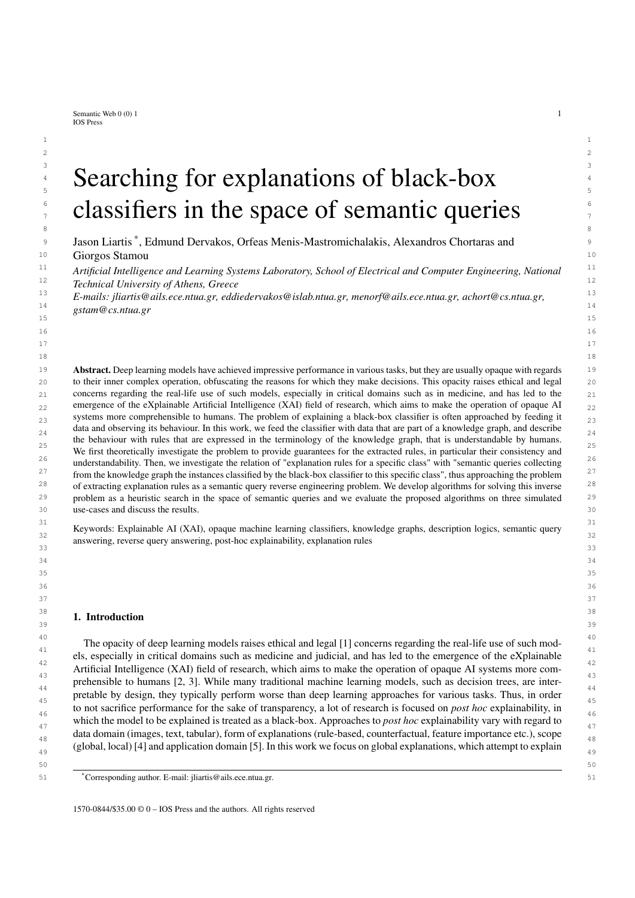# Searching for explanations of black-box classifiers in the space of semantic queries

Jason Liartis [*], Edmund Dervakos, Orfeas Menis-Mastromichalakis, Alexandros Chortaras and Giorgos Stamou

*Artificial Intelligence and Learning Systems Laboratory, School of Electrical and Computer Engineering, National Technical University of Athens, Greece*

*E-mails: jliartis@ails.ece.ntua.gr, eddiedervakos@islab.ntua.gr, menorf@ails.ece.ntua.gr, achort@cs.ntua.gr, gstam@cs.ntua.gr*

**Abstract.** Deep learning models have achieved impressive performance in various tasks, but they are usually opaque with regards to their inner complex operation, obfuscating the reasons for which they make decisions. This opacity raises ethical and legal concerns regarding the real-life use of such models, especially in critical domains such as in medicine, and has led to the emergence of the eXplainable Artificial Intelligence (XAI) field of research, which aims to make the operation of opaque AI systems more comprehensible to humans. The problem of explaining a black-box classifier is often approached by feeding it data and observing its behaviour. In this work, we feed the classifier with data that are part of a knowledge graph, and describe the behaviour with rules that are expressed in the terminology of the knowledge graph, that is understandable by humans. We first theoretically investigate the problem to provide guarantees for the extracted rules, in particular their consistency and understandability. Then, we investigate the relation of "explanation rules for a specific class" with "semantic queries collecting from the knowledge graph the instances classified by the black-box classifier to this specific class", thus approaching the problem of extracting explanation rules as a semantic query reverse engineering problem. We develop algorithms for solving this inverse problem as a heuristic search in the space of semantic queries and we evaluate the proposed algorithms on three simulated use-cases and discuss the results.

Keywords: Explainable AI (XAI), opaque machine learning classifiers, knowledge graphs, description logics, semantic query answering, reverse query answering, post-hoc explainability, explanation rules

## 1. Introduction

The opacity of deep learning models raises ethical and legal [1] concerns regarding the real-life use of such models, especially in critical domains such as medicine and judicial, and has led to the emergence of the eXplainable Artificial Intelligence (XAI) field of research, which aims to make the operation of opaque AI systems more comprehensible to humans [2, 3]. While many traditional machine learning models, such as decision trees, are interpretable by design, they typically perform worse than deep learning approaches for various tasks. Thus, in order to not sacrifice performance for the sake of transparency, a lot of research is focused on *post hoc* explainability, in which the model to be explained is treated as a black-box. Approaches to *post hoc* explainability vary with regard to data domain (images, text, tabular), form of explanations (rule-based, counterfactual, feature importance etc.), scope (global, local) [4] and application domain [5]. In this work we focus on global explanations, which attempt to explain

[*] Corresponding author. E-mail: jliartis@ails.ece.ntua.gr.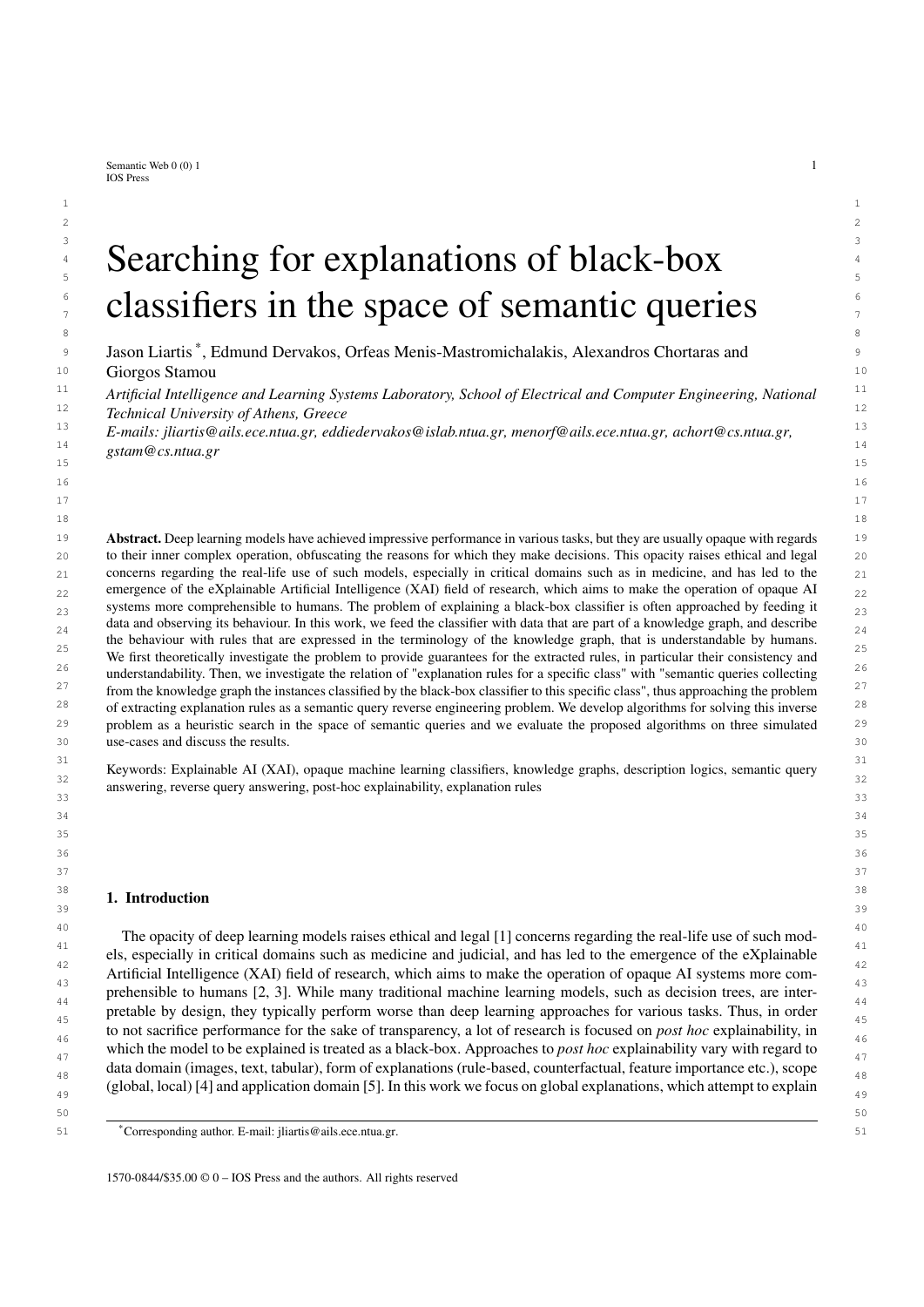# Searching for explanations of black-box classifiers in the space of semantic queries

Jason Liartis [*], Edmund Dervakos, Orfeas Menis-Mastromichalakis, Alexandros Chortaras and Giorgos Stamou

*Artificial Intelligence and Learning Systems Laboratory, School of Electrical and Computer Engineering, National Technical University of Athens, Greece*

*E-mails: jliartis@ails.ece.ntua.gr, eddiedervakos@islab.ntua.gr, menorf@ails.ece.ntua.gr, achort@cs.ntua.gr, gstam@cs.ntua.gr*

**Abstract.** Deep learning models have achieved impressive performance in various tasks, but they are usually opaque with regards to their inner complex operation, obfuscating the reasons for which they make decisions. This opacity raises ethical and legal concerns regarding the real-life use of such models, especially in critical domains such as in medicine, and has led to the emergence of the eXplainable Artificial Intelligence (XAI) field of research, which aims to make the operation of opaque AI systems more comprehensible to humans. The problem of explaining a black-box classifier is often approached by feeding it data and observing its behaviour. In this work, we feed the classifier with data that are part of a knowledge graph, and describe the behaviour with rules that are expressed in the terminology of the knowledge graph, that is understandable by humans. We first theoretically investigate the problem to provide guarantees for the extracted rules, in particular their consistency and understandability. Then, we investigate the relation of "explanation rules for a specific class" with "semantic queries collecting from the knowledge graph the instances classified by the black-box classifier to this specific class", thus approaching the problem of extracting explanation rules as a semantic query reverse engineering problem. We develop algorithms for solving this inverse problem as a heuristic search in the space of semantic queries and we evaluate the proposed algorithms on three simulated use-cases and discuss the results.

Keywords: Explainable AI (XAI), opaque machine learning classifiers, knowledge graphs, description logics, semantic query answering, reverse query answering, post-hoc explainability, explanation rules

## 1. Introduction

The opacity of deep learning models raises ethical and legal [1] concerns regarding the real-life use of such models, especially in critical domains such as medicine and judicial, and has led to the emergence of the eXplainable Artificial Intelligence (XAI) field of research, which aims to make the operation of opaque AI systems more comprehensible to humans [2, 3]. While many traditional machine learning models, such as decision trees, are interpretable by design, they typically perform worse than deep learning approaches for various tasks. Thus, in order to not sacrifice performance for the sake of transparency, a lot of research is focused on *post hoc* explainability, in which the model to be explained is treated as a black-box. Approaches to *post hoc* explainability vary with regard to data domain (images, text, tabular), form of explanations (rule-based, counterfactual, feature importance etc.), scope (global, local) [4] and application domain [5]. In this work we focus on global explanations, which attempt to explain

[*] Corresponding author. E-mail: jliartis@ails.ece.ntua.gr.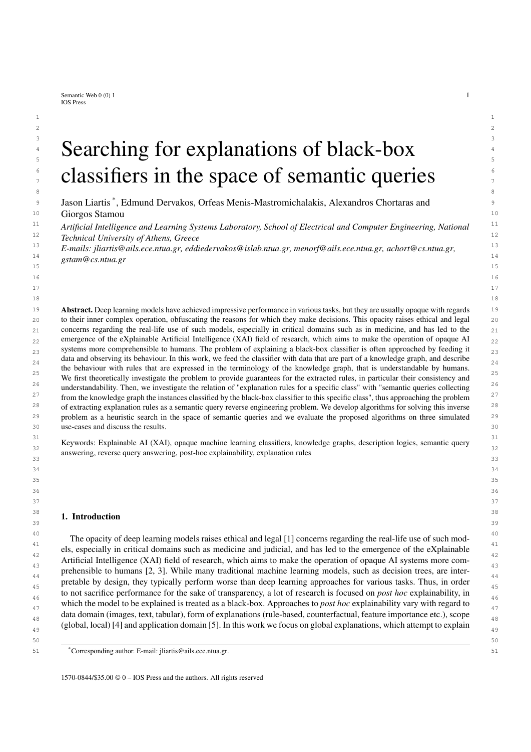# Searching for explanations of black-box classifiers in the space of semantic queries

Jason Liartis [*], Edmund Dervakos, Orfeas Menis-Mastromichalakis, Alexandros Chortaras and Giorgos Stamou

*Artificial Intelligence and Learning Systems Laboratory, School of Electrical and Computer Engineering, National Technical University of Athens, Greece*

*E-mails: jliartis@ails.ece.ntua.gr, eddiedervakos@islab.ntua.gr, menorf@ails.ece.ntua.gr, achort@cs.ntua.gr, gstam@cs.ntua.gr*

**Abstract.** Deep learning models have achieved impressive performance in various tasks, but they are usually opaque with regards to their inner complex operation, obfuscating the reasons for which they make decisions. This opacity raises ethical and legal concerns regarding the real-life use of such models, especially in critical domains such as in medicine, and has led to the emergence of the eXplainable Artificial Intelligence (XAI) field of research, which aims to make the operation of opaque AI systems more comprehensible to humans. The problem of explaining a black-box classifier is often approached by feeding it data and observing its behaviour. In this work, we feed the classifier with data that are part of a knowledge graph, and describe the behaviour with rules that are expressed in the terminology of the knowledge graph, that is understandable by humans. We first theoretically investigate the problem to provide guarantees for the extracted rules, in particular their consistency and understandability. Then, we investigate the relation of "explanation rules for a specific class" with "semantic queries collecting from the knowledge graph the instances classified by the black-box classifier to this specific class", thus approaching the problem of extracting explanation rules as a semantic query reverse engineering problem. We develop algorithms for solving this inverse problem as a heuristic search in the space of semantic queries and we evaluate the proposed algorithms on three simulated use-cases and discuss the results.

Keywords: Explainable AI (XAI), opaque machine learning classifiers, knowledge graphs, description logics, semantic query answering, reverse query answering, post-hoc explainability, explanation rules

## 1. Introduction

The opacity of deep learning models raises ethical and legal [1] concerns regarding the real-life use of such models, especially in critical domains such as medicine and judicial, and has led to the emergence of the eXplainable Artificial Intelligence (XAI) field of research, which aims to make the operation of opaque AI systems more comprehensible to humans [2, 3]. While many traditional machine learning models, such as decision trees, are interpretable by design, they typically perform worse than deep learning approaches for various tasks. Thus, in order to not sacrifice performance for the sake of transparency, a lot of research is focused on *post hoc* explainability, in which the model to be explained is treated as a black-box. Approaches to *post hoc* explainability vary with regard to data domain (images, text, tabular), form of explanations (rule-based, counterfactual, feature importance etc.), scope (global, local) [4] and application domain [5]. In this work we focus on global explanations, which attempt to explain

[*]Corresponding author. E-mail: jliartis@ails.ece.ntua.gr.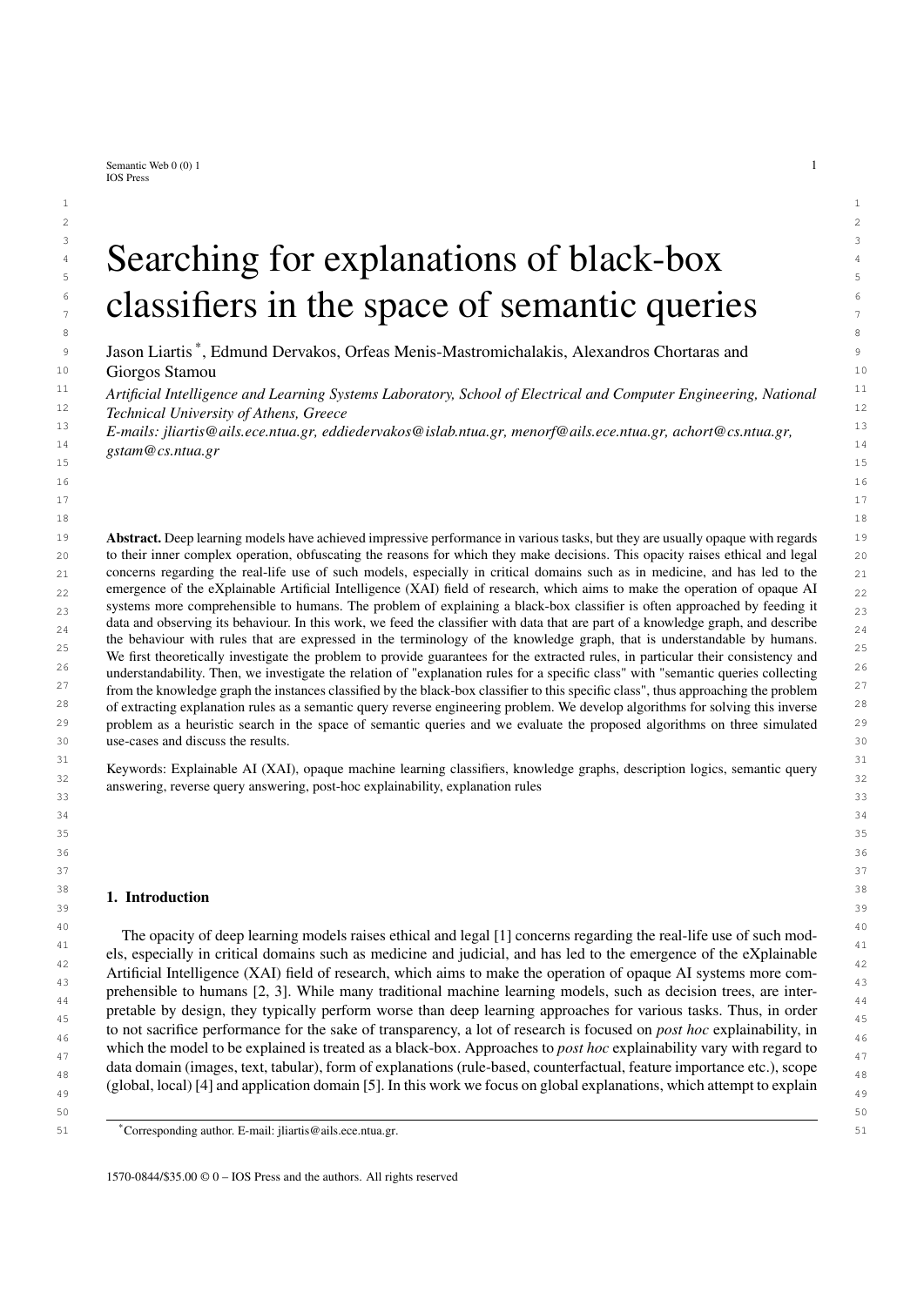# Searching for explanations of black-box classifiers in the space of semantic queries

Jason Liartis [*], Edmund Dervakos, Orfeas Menis-Mastromichalakis, Alexandros Chortaras and Giorgos Stamou

*Artificial Intelligence and Learning Systems Laboratory, School of Electrical and Computer Engineering, National Technical University of Athens, Greece*

*E-mails: jliartis@ails.ece.ntua.gr, eddiedervakos@islab.ntua.gr, menorf@ails.ece.ntua.gr, achort@cs.ntua.gr, gstam@cs.ntua.gr*

**Abstract.** Deep learning models have achieved impressive performance in various tasks, but they are usually opaque with regards to their inner complex operation, obfuscating the reasons for which they make decisions. This opacity raises ethical and legal concerns regarding the real-life use of such models, especially in critical domains such as in medicine, and has led to the emergence of the eXplainable Artificial Intelligence (XAI) field of research, which aims to make the operation of opaque AI systems more comprehensible to humans. The problem of explaining a black-box classifier is often approached by feeding it data and observing its behaviour. In this work, we feed the classifier with data that are part of a knowledge graph, and describe the behaviour with rules that are expressed in the terminology of the knowledge graph, that is understandable by humans. We first theoretically investigate the problem to provide guarantees for the extracted rules, in particular their consistency and understandability. Then, we investigate the relation of "explanation rules for a specific class" with "semantic queries collecting from the knowledge graph the instances classified by the black-box classifier to this specific class", thus approaching the problem of extracting explanation rules as a semantic query reverse engineering problem. We develop algorithms for solving this inverse problem as a heuristic search in the space of semantic queries and we evaluate the proposed algorithms on three simulated use-cases and discuss the results.

Keywords: Explainable AI (XAI), opaque machine learning classifiers, knowledge graphs, description logics, semantic query answering, reverse query answering, post-hoc explainability, explanation rules

## 1. Introduction

The opacity of deep learning models raises ethical and legal [1] concerns regarding the real-life use of such models, especially in critical domains such as medicine and judicial, and has led to the emergence of the eXplainable Artificial Intelligence (XAI) field of research, which aims to make the operation of opaque AI systems more comprehensible to humans [2, 3]. While many traditional machine learning models, such as decision trees, are interpretable by design, they typically perform worse than deep learning approaches for various tasks. Thus, in order to not sacrifice performance for the sake of transparency, a lot of research is focused on *post hoc* explainability, in which the model to be explained is treated as a black-box. Approaches to *post hoc* explainability vary with regard to data domain (images, text, tabular), form of explanations (rule-based, counterfactual, feature importance etc.), scope (global, local) [4] and application domain [5]. In this work we focus on global explanations, which attempt to explain

[*]Corresponding author. E-mail: jliartis@ails.ece.ntua.gr.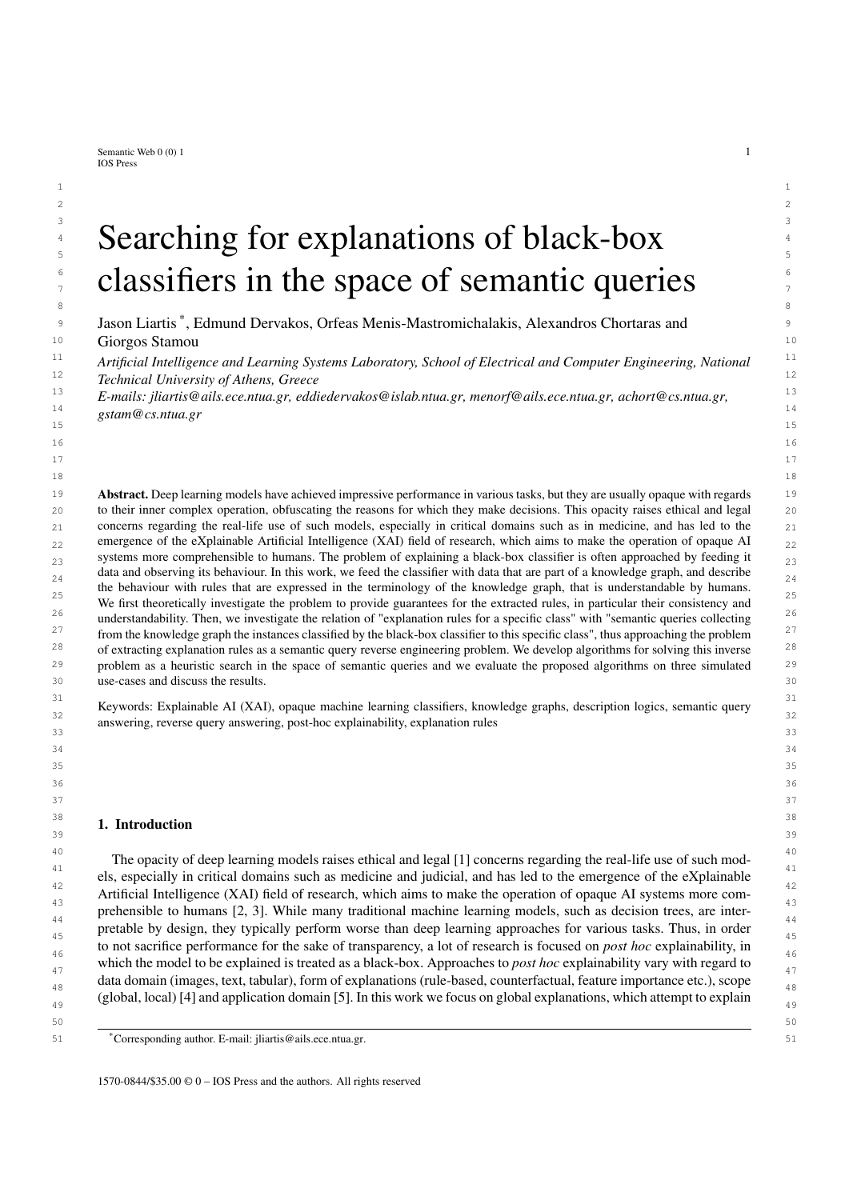# Searching for explanations of black-box classifiers in the space of semantic queries

Jason Liartis [*], Edmund Dervakos, Orfeas Menis-Mastromichalakis, Alexandros Chortaras and Giorgos Stamou

*Artificial Intelligence and Learning Systems Laboratory, School of Electrical and Computer Engineering, National Technical University of Athens, Greece*
*E-mails: jliartis@ails.ece.ntua.gr, eddiedervakos@islab.ntua.gr, menorf@ails.ece.ntua.gr, achort@cs.ntua.gr, gstam@cs.ntua.gr*

**Abstract.** Deep learning models have achieved impressive performance in various tasks, but they are usually opaque with regards to their inner complex operation, obfuscating the reasons for which they make decisions. This opacity raises ethical and legal concerns regarding the real-life use of such models, especially in critical domains such as in medicine, and has led to the emergence of the eXplainable Artificial Intelligence (XAI) field of research, which aims to make the operation of opaque AI systems more comprehensible to humans. The problem of explaining a black-box classifier is often approached by feeding it data and observing its behaviour. In this work, we feed the classifier with data that are part of a knowledge graph, and describe the behaviour with rules that are expressed in the terminology of the knowledge graph, that is understandable by humans. We first theoretically investigate the problem to provide guarantees for the extracted rules, in particular their consistency and understandability. Then, we investigate the relation of "explanation rules for a specific class" with "semantic queries collecting from the knowledge graph the instances classified by the black-box classifier to this specific class", thus approaching the problem of extracting explanation rules as a semantic query reverse engineering problem. We develop algorithms for solving this inverse problem as a heuristic search in the space of semantic queries and we evaluate the proposed algorithms on three simulated use-cases and discuss the results.

Keywords: Explainable AI (XAI), opaque machine learning classifiers, knowledge graphs, description logics, semantic query answering, reverse query answering, post-hoc explainability, explanation rules

## 1. Introduction

The opacity of deep learning models raises ethical and legal [1] concerns regarding the real-life use of such models, especially in critical domains such as medicine and judicial, and has led to the emergence of the eXplainable Artificial Intelligence (XAI) field of research, which aims to make the operation of opaque AI systems more comprehensible to humans [2, 3]. While many traditional machine learning models, such as decision trees, are interpretable by design, they typically perform worse than deep learning approaches for various tasks. Thus, in order to not sacrifice performance for the sake of transparency, a lot of research is focused on *post hoc* explainability, in which the model to be explained is treated as a black-box. Approaches to *post hoc* explainability vary with regard to data domain (images, text, tabular), form of explanations (rule-based, counterfactual, feature importance etc.), scope (global, local) [4] and application domain [5]. In this work we focus on global explanations, which attempt to explain

[*]Corresponding author. E-mail: jliartis@ails.ece.ntua.gr.

1570-0844/$35.00 © 0 – IOS Press and the authors. All rights reserved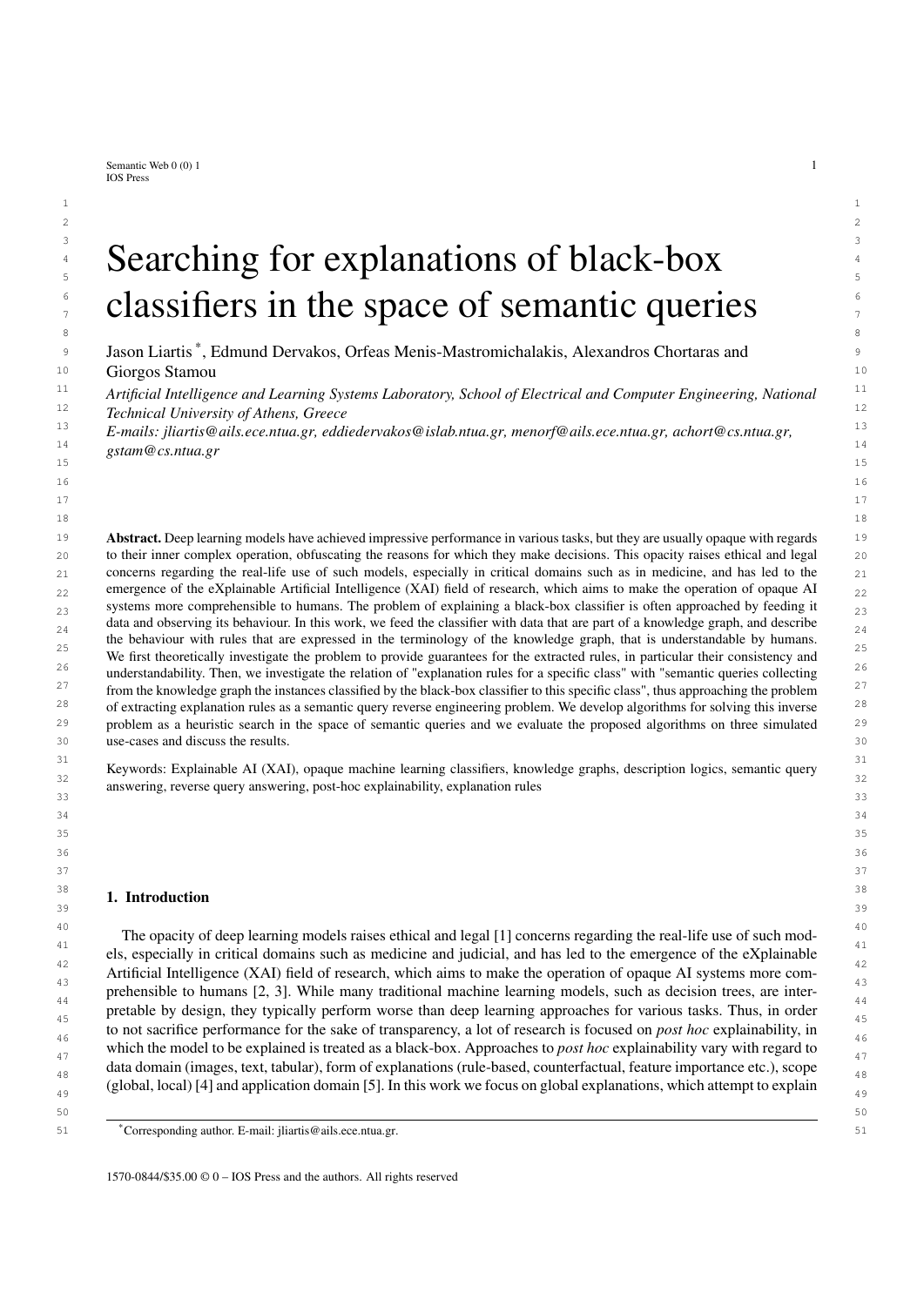# Searching for explanations of black-box classifiers in the space of semantic queries

Jason Liartis [*], Edmund Dervakos, Orfeas Menis-Mastromichalakis, Alexandros Chortaras and Giorgos Stamou

*Artificial Intelligence and Learning Systems Laboratory, School of Electrical and Computer Engineering, National Technical University of Athens, Greece*

*E-mails: jliartis@ails.ece.ntua.gr, eddiedervakos@islab.ntua.gr, menorf@ails.ece.ntua.gr, achort@cs.ntua.gr, gstam@cs.ntua.gr*

**Abstract.** Deep learning models have achieved impressive performance in various tasks, but they are usually opaque with regards to their inner complex operation, obfuscating the reasons for which they make decisions. This opacity raises ethical and legal concerns regarding the real-life use of such models, especially in critical domains such as in medicine, and has led to the emergence of the eXplainable Artificial Intelligence (XAI) field of research, which aims to make the operation of opaque AI systems more comprehensible to humans. The problem of explaining a black-box classifier is often approached by feeding it data and observing its behaviour. In this work, we feed the classifier with data that are part of a knowledge graph, and describe the behaviour with rules that are expressed in the terminology of the knowledge graph, that is understandable by humans. We first theoretically investigate the problem to provide guarantees for the extracted rules, in particular their consistency and understandability. Then, we investigate the relation of "explanation rules for a specific class" with "semantic queries collecting from the knowledge graph the instances classified by the black-box classifier to this specific class", thus approaching the problem of extracting explanation rules as a semantic query reverse engineering problem. We develop algorithms for solving this inverse problem as a heuristic search in the space of semantic queries and we evaluate the proposed algorithms on three simulated use-cases and discuss the results.

Keywords: Explainable AI (XAI), opaque machine learning classifiers, knowledge graphs, description logics, semantic query answering, reverse query answering, post-hoc explainability, explanation rules

## 1. Introduction

The opacity of deep learning models raises ethical and legal [1] concerns regarding the real-life use of such models, especially in critical domains such as medicine and judicial, and has led to the emergence of the eXplainable Artificial Intelligence (XAI) field of research, which aims to make the operation of opaque AI systems more comprehensible to humans [2, 3]. While many traditional machine learning models, such as decision trees, are interpretable by design, they typically perform worse than deep learning approaches for various tasks. Thus, in order to not sacrifice performance for the sake of transparency, a lot of research is focused on *post hoc* explainability, in which the model to be explained is treated as a black-box. Approaches to *post hoc* explainability vary with regard to data domain (images, text, tabular), form of explanations (rule-based, counterfactual, feature importance etc.), scope (global, local) [4] and application domain [5]. In this work we focus on global explanations, which attempt to explain

[*]Corresponding author. E-mail: jliartis@ails.ece.ntua.gr.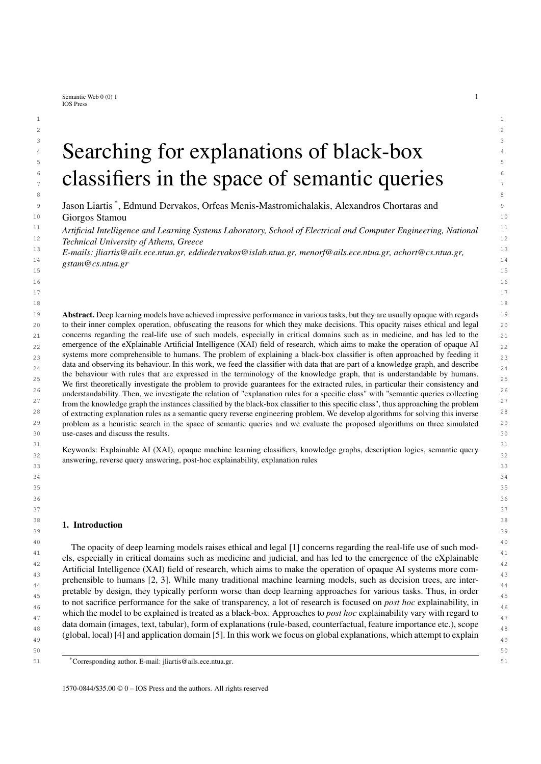# Searching for explanations of black-box classifiers in the space of semantic queries

Jason Liartis [*], Edmund Dervakos, Orfeas Menis-Mastromichalakis, Alexandros Chortaras and Giorgos Stamou

*Artificial Intelligence and Learning Systems Laboratory, School of Electrical and Computer Engineering, National Technical University of Athens, Greece*

*E-mails: jliartis@ails.ece.ntua.gr, eddiedervakos@islab.ntua.gr, menorf@ails.ece.ntua.gr, achort@cs.ntua.gr, gstam@cs.ntua.gr*

**Abstract.** Deep learning models have achieved impressive performance in various tasks, but they are usually opaque with regards to their inner complex operation, obfuscating the reasons for which they make decisions. This opacity raises ethical and legal concerns regarding the real-life use of such models, especially in critical domains such as in medicine, and has led to the emergence of the eXplainable Artificial Intelligence (XAI) field of research, which aims to make the operation of opaque AI systems more comprehensible to humans. The problem of explaining a black-box classifier is often approached by feeding it data and observing its behaviour. In this work, we feed the classifier with data that are part of a knowledge graph, and describe the behaviour with rules that are expressed in the terminology of the knowledge graph, that is understandable by humans. We first theoretically investigate the problem to provide guarantees for the extracted rules, in particular their consistency and understandability. Then, we investigate the relation of "explanation rules for a specific class" with "semantic queries collecting from the knowledge graph the instances classified by the black-box classifier to this specific class", thus approaching the problem of extracting explanation rules as a semantic query reverse engineering problem. We develop algorithms for solving this inverse problem as a heuristic search in the space of semantic queries and we evaluate the proposed algorithms on three simulated use-cases and discuss the results.

Keywords: Explainable AI (XAI), opaque machine learning classifiers, knowledge graphs, description logics, semantic query answering, reverse query answering, post-hoc explainability, explanation rules

## 1. Introduction

The opacity of deep learning models raises ethical and legal [1] concerns regarding the real-life use of such models, especially in critical domains such as medicine and judicial, and has led to the emergence of the eXplainable Artificial Intelligence (XAI) field of research, which aims to make the operation of opaque AI systems more comprehensible to humans [2, 3]. While many traditional machine learning models, such as decision trees, are interpretable by design, they typically perform worse than deep learning approaches for various tasks. Thus, in order to not sacrifice performance for the sake of transparency, a lot of research is focused on *post hoc* explainability, in which the model to be explained is treated as a black-box. Approaches to *post hoc* explainability vary with regard to data domain (images, text, tabular), form of explanations (rule-based, counterfactual, feature importance etc.), scope (global, local) [4] and application domain [5]. In this work we focus on global explanations, which attempt to explain

[*]Corresponding author. E-mail: jliartis@ails.ece.ntua.gr.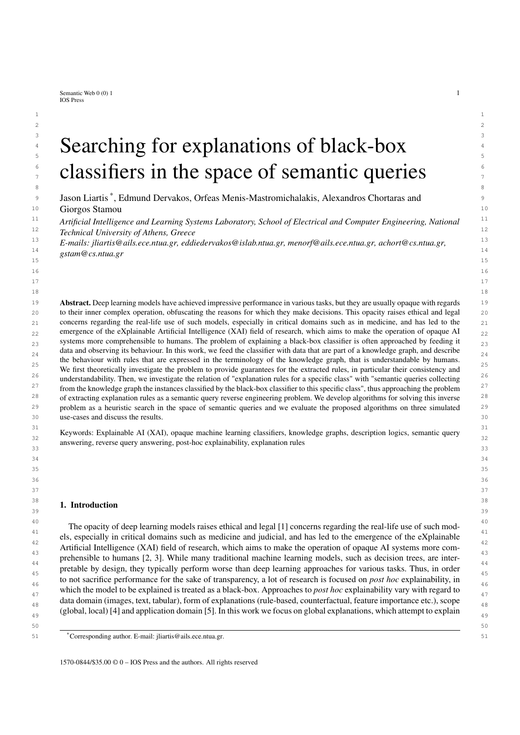# Searching for explanations of black-box classifiers in the space of semantic queries

Jason Liartis *, Edmund Dervakos, Orfeas Menis-Mastromichalakis, Alexandros Chortaras and Giorgos Stamou

*Artificial Intelligence and Learning Systems Laboratory, School of Electrical and Computer Engineering, National Technical University of Athens, Greece*

*E-mails: jliartis@ails.ece.ntua.gr, eddiedervakos@islab.ntua.gr, menorf@ails.ece.ntua.gr, achort@cs.ntua.gr, gstam@cs.ntua.gr*

**Abstract.** Deep learning models have achieved impressive performance in various tasks, but they are usually opaque with regards to their inner complex operation, obfuscating the reasons for which they make decisions. This opacity raises ethical and legal concerns regarding the real-life use of such models, especially in critical domains such as in medicine, and has led to the emergence of the eXplainable Artificial Intelligence (XAI) field of research, which aims to make the operation of opaque AI systems more comprehensible to humans. The problem of explaining a black-box classifier is often approached by feeding it data and observing its behaviour. In this work, we feed the classifier with data that are part of a knowledge graph, and describe the behaviour with rules that are expressed in the terminology of the knowledge graph, that is understandable by humans. We first theoretically investigate the problem to provide guarantees for the extracted rules, in particular their consistency and understandability. Then, we investigate the relation of "explanation rules for a specific class" with "semantic queries collecting from the knowledge graph the instances classified by the black-box classifier to this specific class", thus approaching the problem of extracting explanation rules as a semantic query reverse engineering problem. We develop algorithms for solving this inverse problem as a heuristic search in the space of semantic queries and we evaluate the proposed algorithms on three simulated use-cases and discuss the results.

Keywords: Explainable AI (XAI), opaque machine learning classifiers, knowledge graphs, description logics, semantic query answering, reverse query answering, post-hoc explainability, explanation rules

## 1. Introduction

The opacity of deep learning models raises ethical and legal [1] concerns regarding the real-life use of such models, especially in critical domains such as medicine and judicial, and has led to the emergence of the eXplainable Artificial Intelligence (XAI) field of research, which aims to make the operation of opaque AI systems more comprehensible to humans [2, 3]. While many traditional machine learning models, such as decision trees, are interpretable by design, they typically perform worse than deep learning approaches for various tasks. Thus, in order to not sacrifice performance for the sake of transparency, a lot of research is focused on *post hoc* explainability, in which the model to be explained is treated as a black-box. Approaches to *post hoc* explainability vary with regard to data domain (images, text, tabular), form of explanations (rule-based, counterfactual, feature importance etc.), scope (global, local) [4] and application domain [5]. In this work we focus on global explanations, which attempt to explain

*Corresponding author. E-mail: jliartis@ails.ece.ntua.gr.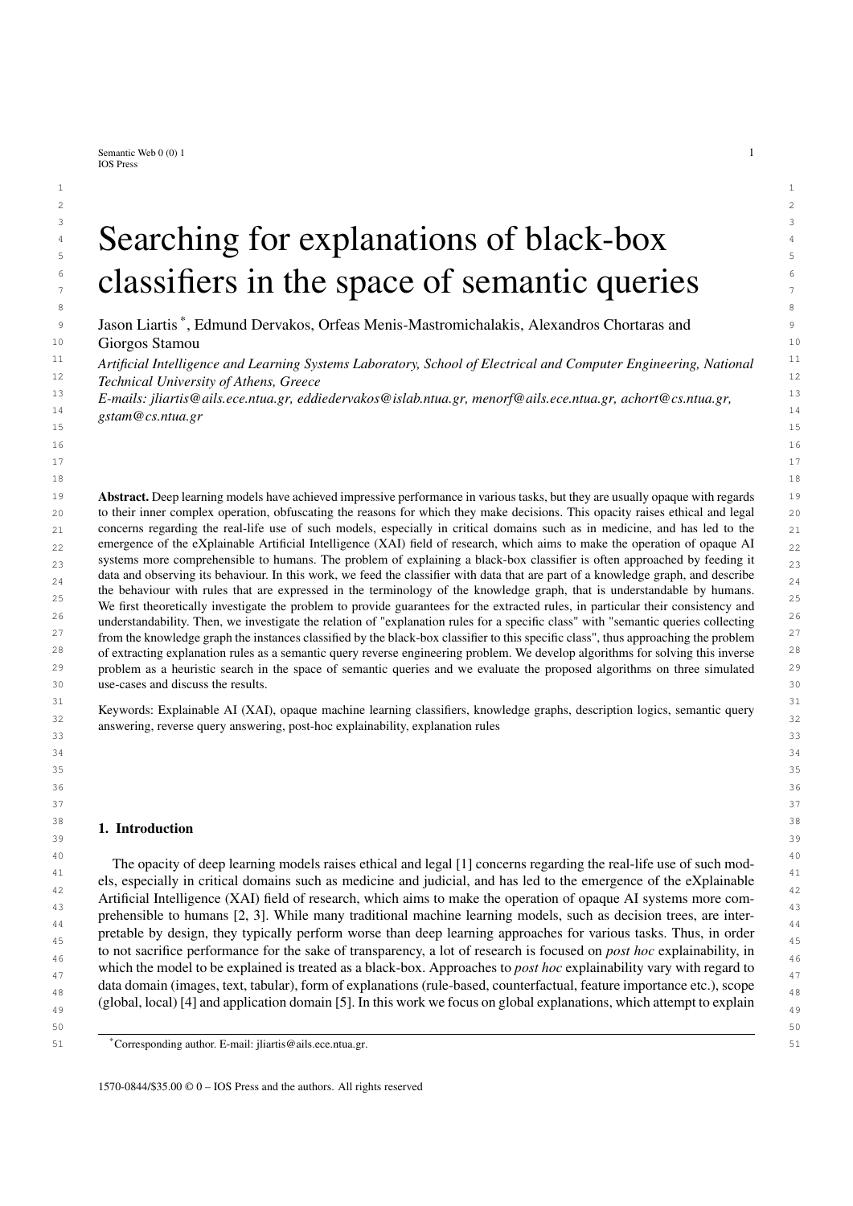# Searching for explanations of black-box classifiers in the space of semantic queries

Jason Liartis [*], Edmund Dervakos, Orfeas Menis-Mastromichalakis, Alexandros Chortaras and Giorgos Stamou

*Artificial Intelligence and Learning Systems Laboratory, School of Electrical and Computer Engineering, National Technical University of Athens, Greece*

*E-mails: jliartis@ails.ece.ntua.gr, eddiedervakos@islab.ntua.gr, menorf@ails.ece.ntua.gr, achort@cs.ntua.gr, gstam@cs.ntua.gr*

**Abstract.** Deep learning models have achieved impressive performance in various tasks, but they are usually opaque with regards to their inner complex operation, obfuscating the reasons for which they make decisions. This opacity raises ethical and legal concerns regarding the real-life use of such models, especially in critical domains such as in medicine, and has led to the emergence of the eXplainable Artificial Intelligence (XAI) field of research, which aims to make the operation of opaque AI systems more comprehensible to humans. The problem of explaining a black-box classifier is often approached by feeding it data and observing its behaviour. In this work, we feed the classifier with data that are part of a knowledge graph, and describe the behaviour with rules that are expressed in the terminology of the knowledge graph, that is understandable by humans. We first theoretically investigate the problem to provide guarantees for the extracted rules, in particular their consistency and understandability. Then, we investigate the relation of "explanation rules for a specific class" with "semantic queries collecting from the knowledge graph the instances classified by the black-box classifier to this specific class", thus approaching the problem of extracting explanation rules as a semantic query reverse engineering problem. We develop algorithms for solving this inverse problem as a heuristic search in the space of semantic queries and we evaluate the proposed algorithms on three simulated use-cases and discuss the results.

Keywords: Explainable AI (XAI), opaque machine learning classifiers, knowledge graphs, description logics, semantic query answering, reverse query answering, post-hoc explainability, explanation rules

## 1. Introduction

The opacity of deep learning models raises ethical and legal [1] concerns regarding the real-life use of such models, especially in critical domains such as medicine and judicial, and has led to the emergence of the eXplainable Artificial Intelligence (XAI) field of research, which aims to make the operation of opaque AI systems more comprehensible to humans [2, 3]. While many traditional machine learning models, such as decision trees, are interpretable by design, they typically perform worse than deep learning approaches for various tasks. Thus, in order to not sacrifice performance for the sake of transparency, a lot of research is focused on *post hoc* explainability, in which the model to be explained is treated as a black-box. Approaches to *post hoc* explainability vary with regard to data domain (images, text, tabular), form of explanations (rule-based, counterfactual, feature importance etc.), scope (global, local) [4] and application domain [5]. In this work we focus on global explanations, which attempt to explain

[*] Corresponding author. E-mail: jliartis@ails.ece.ntua.gr.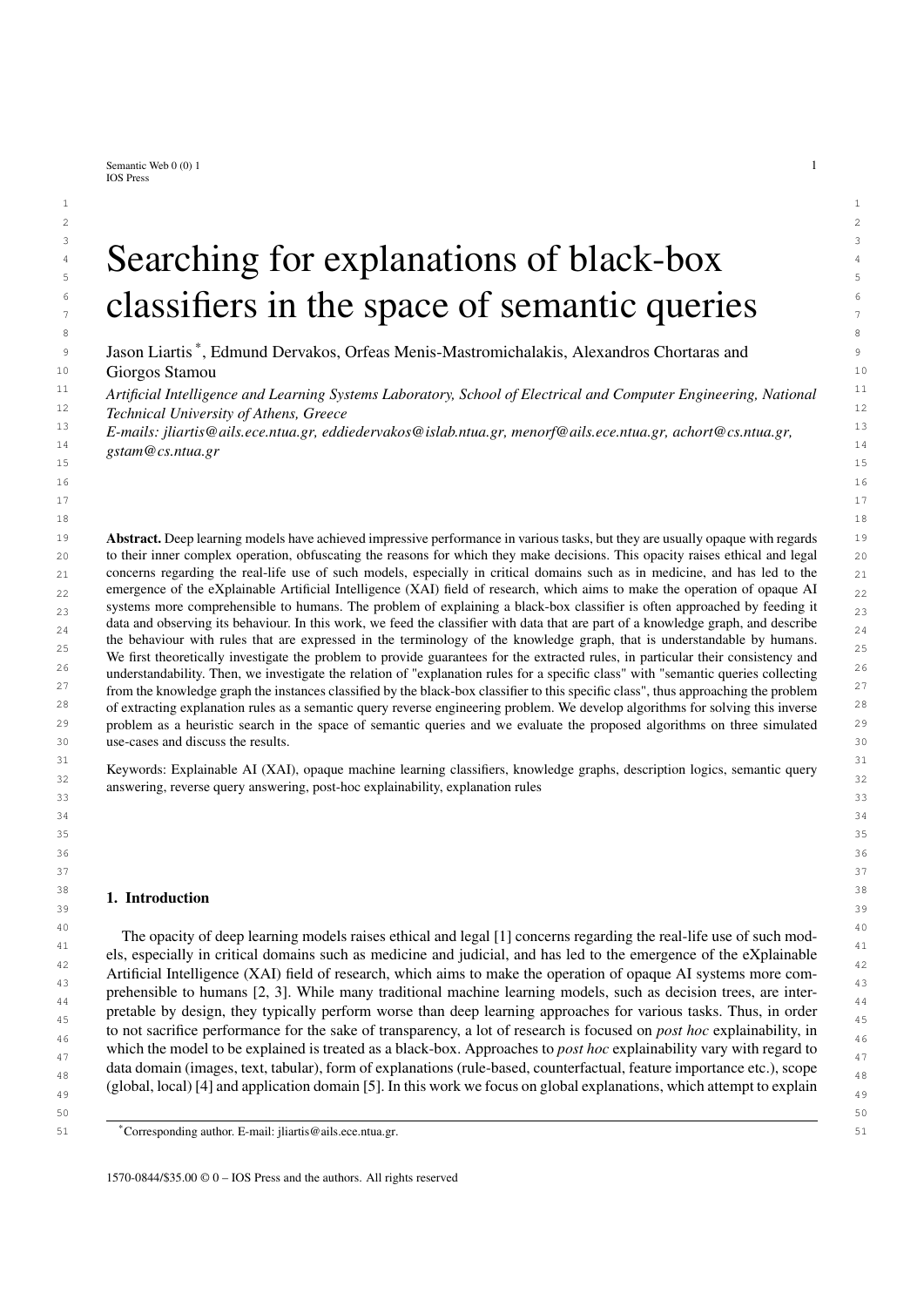# Searching for explanations of black-box classifiers in the space of semantic queries

Jason Liartis [*], Edmund Dervakos, Orfeas Menis-Mastromichalakis, Alexandros Chortaras and Giorgos Stamou

*Artificial Intelligence and Learning Systems Laboratory, School of Electrical and Computer Engineering, National Technical University of Athens, Greece*
*E-mails: jliartis@ails.ece.ntua.gr, eddiedervakos@islab.ntua.gr, menorf@ails.ece.ntua.gr, achort@cs.ntua.gr, gstam@cs.ntua.gr*

**Abstract.** Deep learning models have achieved impressive performance in various tasks, but they are usually opaque with regards to their inner complex operation, obfuscating the reasons for which they make decisions. This opacity raises ethical and legal concerns regarding the real-life use of such models, especially in critical domains such as in medicine, and has led to the emergence of the eXplainable Artificial Intelligence (XAI) field of research, which aims to make the operation of opaque AI systems more comprehensible to humans. The problem of explaining a black-box classifier is often approached by feeding it data and observing its behaviour. In this work, we feed the classifier with data that are part of a knowledge graph, and describe the behaviour with rules that are expressed in the terminology of the knowledge graph, that is understandable by humans. We first theoretically investigate the problem to provide guarantees for the extracted rules, in particular their consistency and understandability. Then, we investigate the relation of "explanation rules for a specific class" with "semantic queries collecting from the knowledge graph the instances classified by the black-box classifier to this specific class", thus approaching the problem of extracting explanation rules as a semantic query reverse engineering problem. We develop algorithms for solving this inverse problem as a heuristic search in the space of semantic queries and we evaluate the proposed algorithms on three simulated use-cases and discuss the results.

Keywords: Explainable AI (XAI), opaque machine learning classifiers, knowledge graphs, description logics, semantic query answering, reverse query answering, post-hoc explainability, explanation rules

## 1. Introduction

The opacity of deep learning models raises ethical and legal [1] concerns regarding the real-life use of such models, especially in critical domains such as medicine and judicial, and has led to the emergence of the eXplainable Artificial Intelligence (XAI) field of research, which aims to make the operation of opaque AI systems more comprehensible to humans [2, 3]. While many traditional machine learning models, such as decision trees, are interpretable by design, they typically perform worse than deep learning approaches for various tasks. Thus, in order to not sacrifice performance for the sake of transparency, a lot of research is focused on *post hoc* explainability, in which the model to be explained is treated as a black-box. Approaches to *post hoc* explainability vary with regard to data domain (images, text, tabular), form of explanations (rule-based, counterfactual, feature importance etc.), scope (global, local) [4] and application domain [5]. In this work we focus on global explanations, which attempt to explain

[*] Corresponding author. E-mail: jliartis@ails.ece.ntua.gr.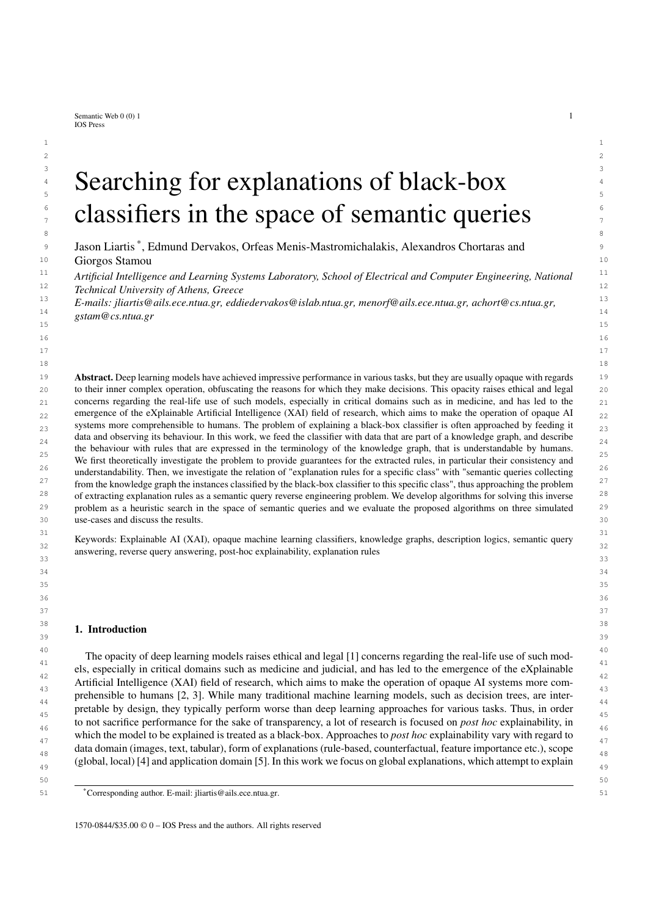# Searching for explanations of black-box classifiers in the space of semantic queries

Jason Liartis [*], Edmund Dervakos, Orfeas Menis-Mastromichalakis, Alexandros Chortaras and Giorgos Stamou

*Artificial Intelligence and Learning Systems Laboratory, School of Electrical and Computer Engineering, National Technical University of Athens, Greece*
*E-mails: jliartis@ails.ece.ntua.gr, eddiedervakos@islab.ntua.gr, menorf@ails.ece.ntua.gr, achort@cs.ntua.gr, gstam@cs.ntua.gr*

**Abstract.** Deep learning models have achieved impressive performance in various tasks, but they are usually opaque with regards to their inner complex operation, obfuscating the reasons for which they make decisions. This opacity raises ethical and legal concerns regarding the real-life use of such models, especially in critical domains such as in medicine, and has led to the emergence of the eXplainable Artificial Intelligence (XAI) field of research, which aims to make the operation of opaque AI systems more comprehensible to humans. The problem of explaining a black-box classifier is often approached by feeding it data and observing its behaviour. In this work, we feed the classifier with data that are part of a knowledge graph, and describe the behaviour with rules that are expressed in the terminology of the knowledge graph, that is understandable by humans. We first theoretically investigate the problem to provide guarantees for the extracted rules, in particular their consistency and understandability. Then, we investigate the relation of "explanation rules for a specific class" with "semantic queries collecting from the knowledge graph the instances classified by the black-box classifier to this specific class", thus approaching the problem of extracting explanation rules as a semantic query reverse engineering problem. We develop algorithms for solving this inverse problem as a heuristic search in the space of semantic queries and we evaluate the proposed algorithms on three simulated use-cases and discuss the results.

Keywords: Explainable AI (XAI), opaque machine learning classifiers, knowledge graphs, description logics, semantic query answering, reverse query answering, post-hoc explainability, explanation rules

## 1. Introduction

The opacity of deep learning models raises ethical and legal [1] concerns regarding the real-life use of such models, especially in critical domains such as medicine and judicial, and has led to the emergence of the eXplainable Artificial Intelligence (XAI) field of research, which aims to make the operation of opaque AI systems more comprehensible to humans [2, 3]. While many traditional machine learning models, such as decision trees, are interpretable by design, they typically perform worse than deep learning approaches for various tasks. Thus, in order to not sacrifice performance for the sake of transparency, a lot of research is focused on *post hoc* explainability, in which the model to be explained is treated as a black-box. Approaches to *post hoc* explainability vary with regard to data domain (images, text, tabular), form of explanations (rule-based, counterfactual, feature importance etc.), scope (global, local) [4] and application domain [5]. In this work we focus on global explanations, which attempt to explain

[*] Corresponding author. E-mail: jliartis@ails.ece.ntua.gr.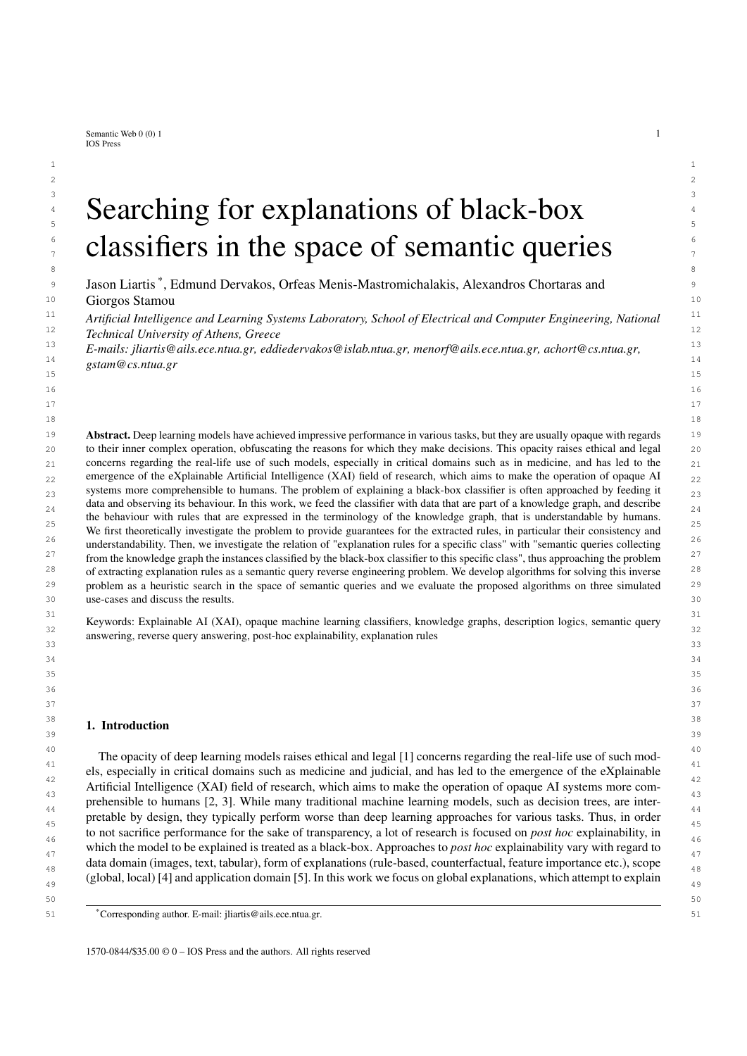# Searching for explanations of black-box classifiers in the space of semantic queries

Jason Liartis [*], Edmund Dervakos, Orfeas Menis-Mastromichalakis, Alexandros Chortaras and Giorgos Stamou

*Artificial Intelligence and Learning Systems Laboratory, School of Electrical and Computer Engineering, National Technical University of Athens, Greece*

*E-mails: jliartis@ails.ece.ntua.gr, eddiedervakos@islab.ntua.gr, menorf@ails.ece.ntua.gr, achort@cs.ntua.gr, gstam@cs.ntua.gr*

**Abstract.** Deep learning models have achieved impressive performance in various tasks, but they are usually opaque with regards to their inner complex operation, obfuscating the reasons for which they make decisions. This opacity raises ethical and legal concerns regarding the real-life use of such models, especially in critical domains such as in medicine, and has led to the emergence of the eXplainable Artificial Intelligence (XAI) field of research, which aims to make the operation of opaque AI systems more comprehensible to humans. The problem of explaining a black-box classifier is often approached by feeding it data and observing its behaviour. In this work, we feed the classifier with data that are part of a knowledge graph, and describe the behaviour with rules that are expressed in the terminology of the knowledge graph, that is understandable by humans. We first theoretically investigate the problem to provide guarantees for the extracted rules, in particular their consistency and understandability. Then, we investigate the relation of "explanation rules for a specific class" with "semantic queries collecting from the knowledge graph the instances classified by the black-box classifier to this specific class", thus approaching the problem of extracting explanation rules as a semantic query reverse engineering problem. We develop algorithms for solving this inverse problem as a heuristic search in the space of semantic queries and we evaluate the proposed algorithms on three simulated use-cases and discuss the results.

Keywords: Explainable AI (XAI), opaque machine learning classifiers, knowledge graphs, description logics, semantic query answering, reverse query answering, post-hoc explainability, explanation rules

## 1. Introduction

The opacity of deep learning models raises ethical and legal [1] concerns regarding the real-life use of such models, especially in critical domains such as medicine and judicial, and has led to the emergence of the eXplainable Artificial Intelligence (XAI) field of research, which aims to make the operation of opaque AI systems more comprehensible to humans [2, 3]. While many traditional machine learning models, such as decision trees, are interpretable by design, they typically perform worse than deep learning approaches for various tasks. Thus, in order to not sacrifice performance for the sake of transparency, a lot of research is focused on *post hoc* explainability, in which the model to be explained is treated as a black-box. Approaches to *post hoc* explainability vary with regard to data domain (images, text, tabular), form of explanations (rule-based, counterfactual, feature importance etc.), scope (global, local) [4] and application domain [5]. In this work we focus on global explanations, which attempt to explain

[*] Corresponding author. E-mail: jliartis@ails.ece.ntua.gr.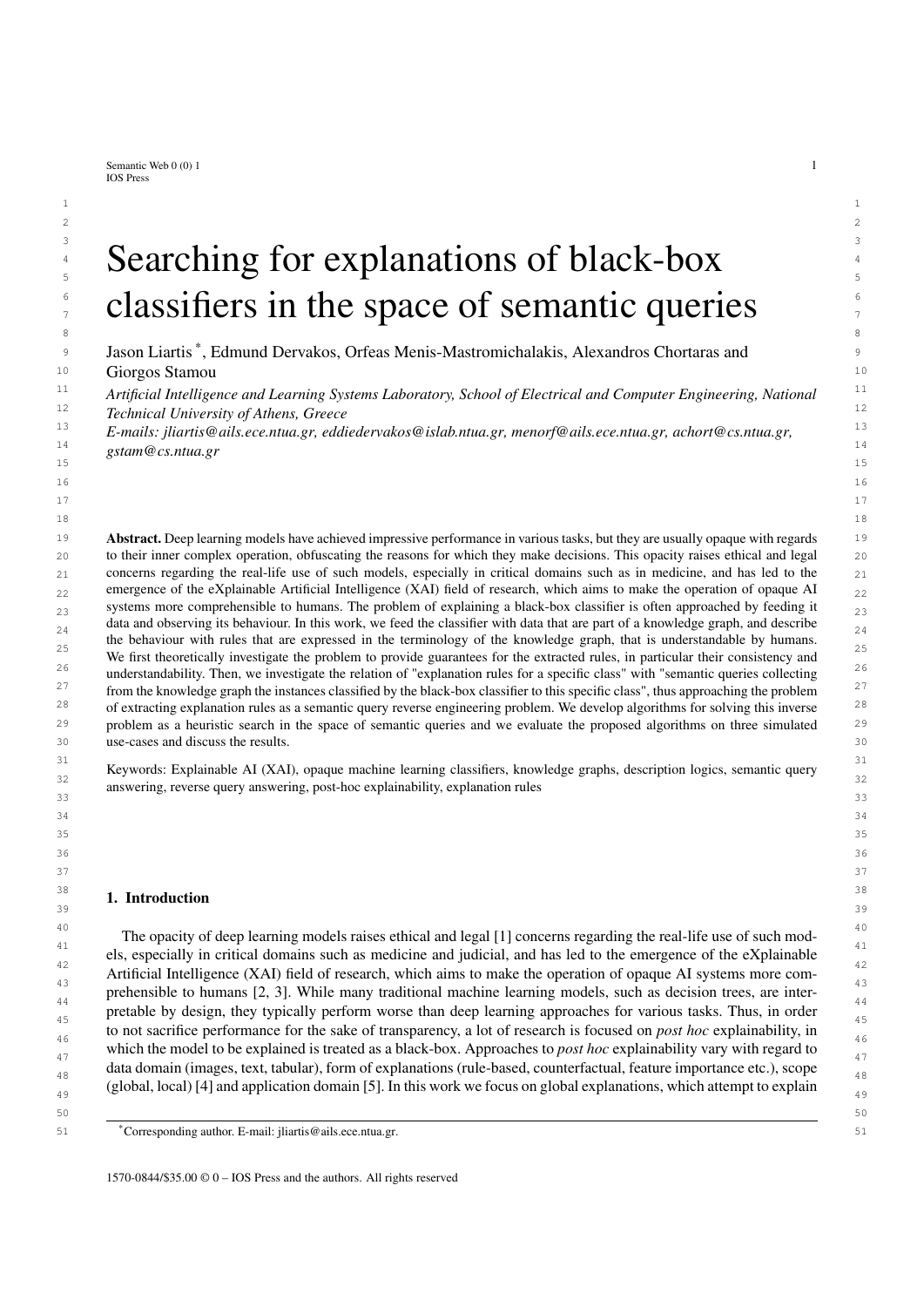# Searching for explanations of black-box classifiers in the space of semantic queries

Jason Liartis [*], Edmund Dervakos, Orfeas Menis-Mastromichalakis, Alexandros Chortaras and Giorgos Stamou

*Artificial Intelligence and Learning Systems Laboratory, School of Electrical and Computer Engineering, National Technical University of Athens, Greece*

*E-mails: jliartis@ails.ece.ntua.gr, eddiedervakos@islab.ntua.gr, menorf@ails.ece.ntua.gr, achort@cs.ntua.gr, gstam@cs.ntua.gr*

**Abstract.** Deep learning models have achieved impressive performance in various tasks, but they are usually opaque with regards to their inner complex operation, obfuscating the reasons for which they make decisions. This opacity raises ethical and legal concerns regarding the real-life use of such models, especially in critical domains such as in medicine, and has led to the emergence of the eXplainable Artificial Intelligence (XAI) field of research, which aims to make the operation of opaque AI systems more comprehensible to humans. The problem of explaining a black-box classifier is often approached by feeding it data and observing its behaviour. In this work, we feed the classifier with data that are part of a knowledge graph, and describe the behaviour with rules that are expressed in the terminology of the knowledge graph, that is understandable by humans. We first theoretically investigate the problem to provide guarantees for the extracted rules, in particular their consistency and understandability. Then, we investigate the relation of "explanation rules for a specific class" with "semantic queries collecting from the knowledge graph the instances classified by the black-box classifier to this specific class", thus approaching the problem of extracting explanation rules as a semantic query reverse engineering problem. We develop algorithms for solving this inverse problem as a heuristic search in the space of semantic queries and we evaluate the proposed algorithms on three simulated use-cases and discuss the results.

Keywords: Explainable AI (XAI), opaque machine learning classifiers, knowledge graphs, description logics, semantic query answering, reverse query answering, post-hoc explainability, explanation rules

## 1. Introduction

The opacity of deep learning models raises ethical and legal [1] concerns regarding the real-life use of such models, especially in critical domains such as medicine and judicial, and has led to the emergence of the eXplainable Artificial Intelligence (XAI) field of research, which aims to make the operation of opaque AI systems more comprehensible to humans [2, 3]. While many traditional machine learning models, such as decision trees, are interpretable by design, they typically perform worse than deep learning approaches for various tasks. Thus, in order to not sacrifice performance for the sake of transparency, a lot of research is focused on *post hoc* explainability, in which the model to be explained is treated as a black-box. Approaches to *post hoc* explainability vary with regard to data domain (images, text, tabular), form of explanations (rule-based, counterfactual, feature importance etc.), scope (global, local) [4] and application domain [5]. In this work we focus on global explanations, which attempt to explain

[*] Corresponding author. E-mail: jliartis@ails.ece.ntua.gr.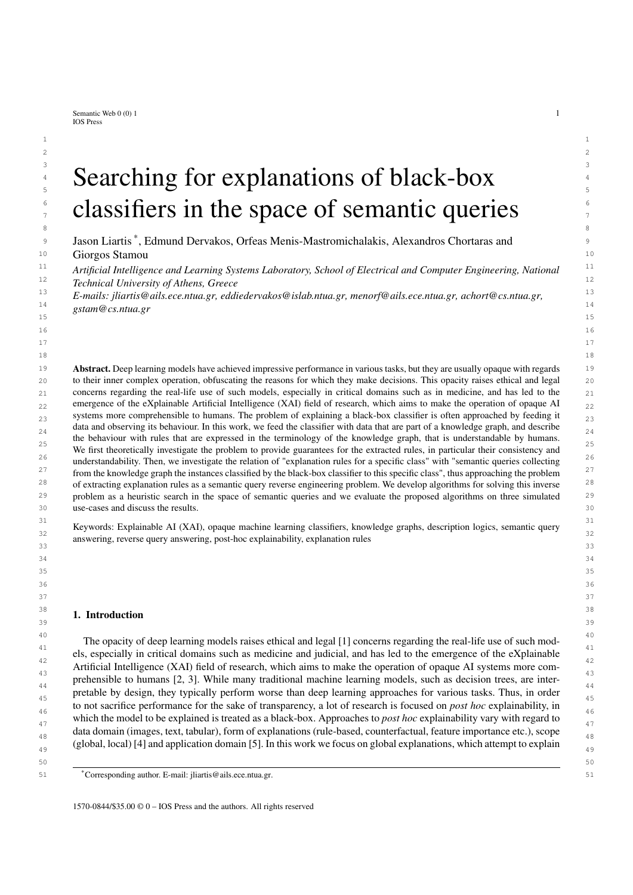# Searching for explanations of black-box classifiers in the space of semantic queries

Jason Liartis [*], Edmund Dervakos, Orfeas Menis-Mastromichalakis, Alexandros Chortaras and Giorgos Stamou

*Artificial Intelligence and Learning Systems Laboratory, School of Electrical and Computer Engineering, National Technical University of Athens, Greece*

*E-mails: jliartis@ails.ece.ntua.gr, eddiedervakos@islab.ntua.gr, menorf@ails.ece.ntua.gr, achort@cs.ntua.gr, gstam@cs.ntua.gr*

**Abstract.** Deep learning models have achieved impressive performance in various tasks, but they are usually opaque with regards to their inner complex operation, obfuscating the reasons for which they make decisions. This opacity raises ethical and legal concerns regarding the real-life use of such models, especially in critical domains such as in medicine, and has led to the emergence of the eXplainable Artificial Intelligence (XAI) field of research, which aims to make the operation of opaque AI systems more comprehensible to humans. The problem of explaining a black-box classifier is often approached by feeding it data and observing its behaviour. In this work, we feed the classifier with data that are part of a knowledge graph, and describe the behaviour with rules that are expressed in the terminology of the knowledge graph, that is understandable by humans. We first theoretically investigate the problem to provide guarantees for the extracted rules, in particular their consistency and understandability. Then, we investigate the relation of "explanation rules for a specific class" with "semantic queries collecting from the knowledge graph the instances classified by the black-box classifier to this specific class", thus approaching the problem of extracting explanation rules as a semantic query reverse engineering problem. We develop algorithms for solving this inverse problem as a heuristic search in the space of semantic queries and we evaluate the proposed algorithms on three simulated use-cases and discuss the results.

Keywords: Explainable AI (XAI), opaque machine learning classifiers, knowledge graphs, description logics, semantic query answering, reverse query answering, post-hoc explainability, explanation rules

## 1. Introduction

The opacity of deep learning models raises ethical and legal [1] concerns regarding the real-life use of such models, especially in critical domains such as medicine and judicial, and has led to the emergence of the eXplainable Artificial Intelligence (XAI) field of research, which aims to make the operation of opaque AI systems more comprehensible to humans [2, 3]. While many traditional machine learning models, such as decision trees, are interpretable by design, they typically perform worse than deep learning approaches for various tasks. Thus, in order to not sacrifice performance for the sake of transparency, a lot of research is focused on *post hoc* explainability, in which the model to be explained is treated as a black-box. Approaches to *post hoc* explainability vary with regard to data domain (images, text, tabular), form of explanations (rule-based, counterfactual, feature importance etc.), scope (global, local) [4] and application domain [5]. In this work we focus on global explanations, which attempt to explain

[*] Corresponding author. E-mail: jliartis@ails.ece.ntua.gr.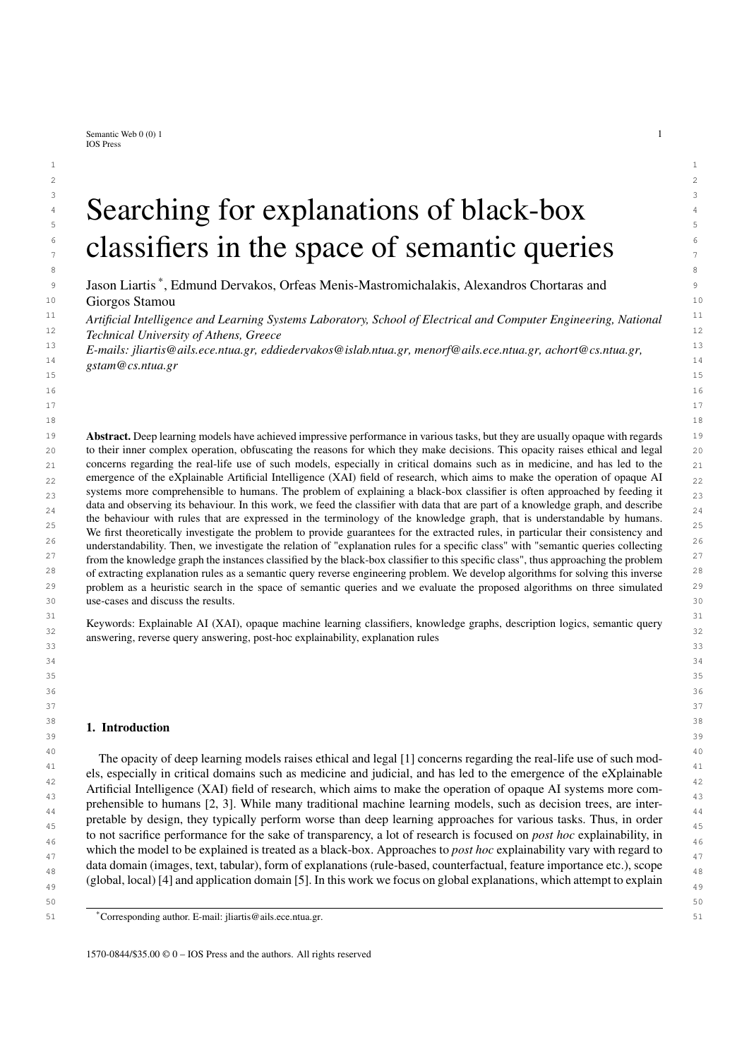# Searching for explanations of black-box classifiers in the space of semantic queries

Jason Liartis [*], Edmund Dervakos, Orfeas Menis-Mastromichalakis, Alexandros Chortaras and Giorgos Stamou

*Artificial Intelligence and Learning Systems Laboratory, School of Electrical and Computer Engineering, National Technical University of Athens, Greece*

*E-mails: jliartis@ails.ece.ntua.gr, eddiedervakos@islab.ntua.gr, menorf@ails.ece.ntua.gr, achort@cs.ntua.gr, gstam@cs.ntua.gr*

**Abstract.** Deep learning models have achieved impressive performance in various tasks, but they are usually opaque with regards to their inner complex operation, obfuscating the reasons for which they make decisions. This opacity raises ethical and legal concerns regarding the real-life use of such models, especially in critical domains such as in medicine, and has led to the emergence of the eXplainable Artificial Intelligence (XAI) field of research, which aims to make the operation of opaque AI systems more comprehensible to humans. The problem of explaining a black-box classifier is often approached by feeding it data and observing its behaviour. In this work, we feed the classifier with data that are part of a knowledge graph, and describe the behaviour with rules that are expressed in the terminology of the knowledge graph, that is understandable by humans. We first theoretically investigate the problem to provide guarantees for the extracted rules, in particular their consistency and understandability. Then, we investigate the relation of "explanation rules for a specific class" with "semantic queries collecting from the knowledge graph the instances classified by the black-box classifier to this specific class", thus approaching the problem of extracting explanation rules as a semantic query reverse engineering problem. We develop algorithms for solving this inverse problem as a heuristic search in the space of semantic queries and we evaluate the proposed algorithms on three simulated use-cases and discuss the results.

Keywords: Explainable AI (XAI), opaque machine learning classifiers, knowledge graphs, description logics, semantic query answering, reverse query answering, post-hoc explainability, explanation rules

## 1. Introduction

The opacity of deep learning models raises ethical and legal [1] concerns regarding the real-life use of such models, especially in critical domains such as medicine and judicial, and has led to the emergence of the eXplainable Artificial Intelligence (XAI) field of research, which aims to make the operation of opaque AI systems more comprehensible to humans [2, 3]. While many traditional machine learning models, such as decision trees, are interpretable by design, they typically perform worse than deep learning approaches for various tasks. Thus, in order to not sacrifice performance for the sake of transparency, a lot of research is focused on *post hoc* explainability, in which the model to be explained is treated as a black-box. Approaches to *post hoc* explainability vary with regard to data domain (images, text, tabular), form of explanations (rule-based, counterfactual, feature importance etc.), scope (global, local) [4] and application domain [5]. In this work we focus on global explanations, which attempt to explain

[*]Corresponding author. E-mail: jliartis@ails.ece.ntua.gr.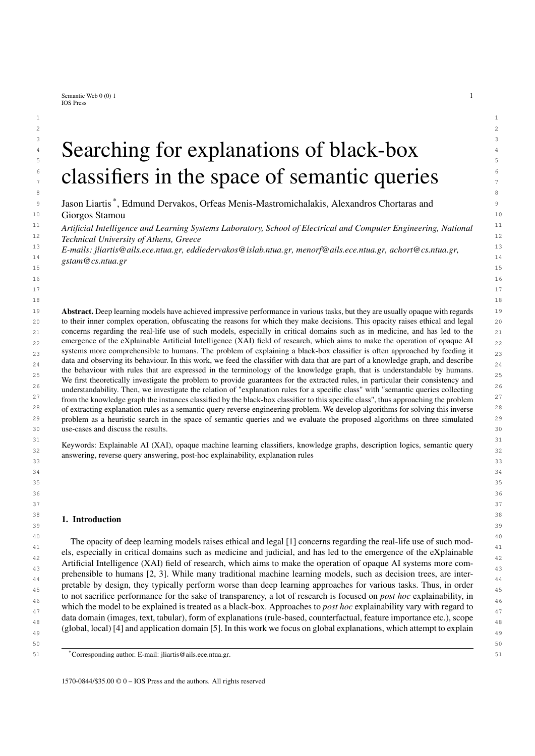// Searching for explanations of black-box classifiers in the space of semantic queries

Jason Liartis [*], Edmund Dervakos, Orfeas Menis-Mastromichalakis, Alexandros Chortaras and Giorgos Stamou

*Artificial Intelligence and Learning Systems Laboratory, School of Electrical and Computer Engineering, National Technical University of Athens, Greece*

*E-mails: jliartis@ails.ece.ntua.gr, eddiedervakos@islab.ntua.gr, menorf@ails.ece.ntua.gr, achort@cs.ntua.gr, gstam@cs.ntua.gr*

**Abstract.** Deep learning models have achieved impressive performance in various tasks, but they are usually opaque with regards to their inner complex operation, obfuscating the reasons for which they make decisions. This opacity raises ethical and legal concerns regarding the real-life use of such models, especially in critical domains such as in medicine, and has led to the emergence of the eXplainable Artificial Intelligence (XAI) field of research, which aims to make the operation of opaque AI systems more comprehensible to humans. The problem of explaining a black-box classifier is often approached by feeding it data and observing its behaviour. In this work, we feed the classifier with data that are part of a knowledge graph, and describe the behaviour with rules that are expressed in the terminology of the knowledge graph, that is understandable by humans. We first theoretically investigate the problem to provide guarantees for the extracted rules, in particular their consistency and understandability. Then, we investigate the relation of "explanation rules for a specific class" with "semantic queries collecting from the knowledge graph the instances classified by the black-box classifier to this specific class", thus approaching the problem of extracting explanation rules as a semantic query reverse engineering problem. We develop algorithms for solving this inverse problem as a heuristic search in the space of semantic queries and we evaluate the proposed algorithms on three simulated use-cases and discuss the results.

Keywords: Explainable AI (XAI), opaque machine learning classifiers, knowledge graphs, description logics, semantic query answering, reverse query answering, post-hoc explainability, explanation rules

## 1. Introduction

The opacity of deep learning models raises ethical and legal [1] concerns regarding the real-life use of such models, especially in critical domains such as medicine and judicial, and has led to the emergence of the eXplainable Artificial Intelligence (XAI) field of research, which aims to make the operation of opaque AI systems more comprehensible to humans [2, 3]. While many traditional machine learning models, such as decision trees, are interpretable by design, they typically perform worse than deep learning approaches for various tasks. Thus, in order to not sacrifice performance for the sake of transparency, a lot of research is focused on *post hoc* explainability, in which the model to be explained is treated as a black-box. Approaches to *post hoc* explainability vary with regard to data domain (images, text, tabular), form of explanations (rule-based, counterfactual, feature importance etc.), scope (global, local) [4] and application domain [5]. In this work we focus on global explanations, which attempt to explain

[*]Corresponding author. E-mail: jliartis@ails.ece.ntua.gr.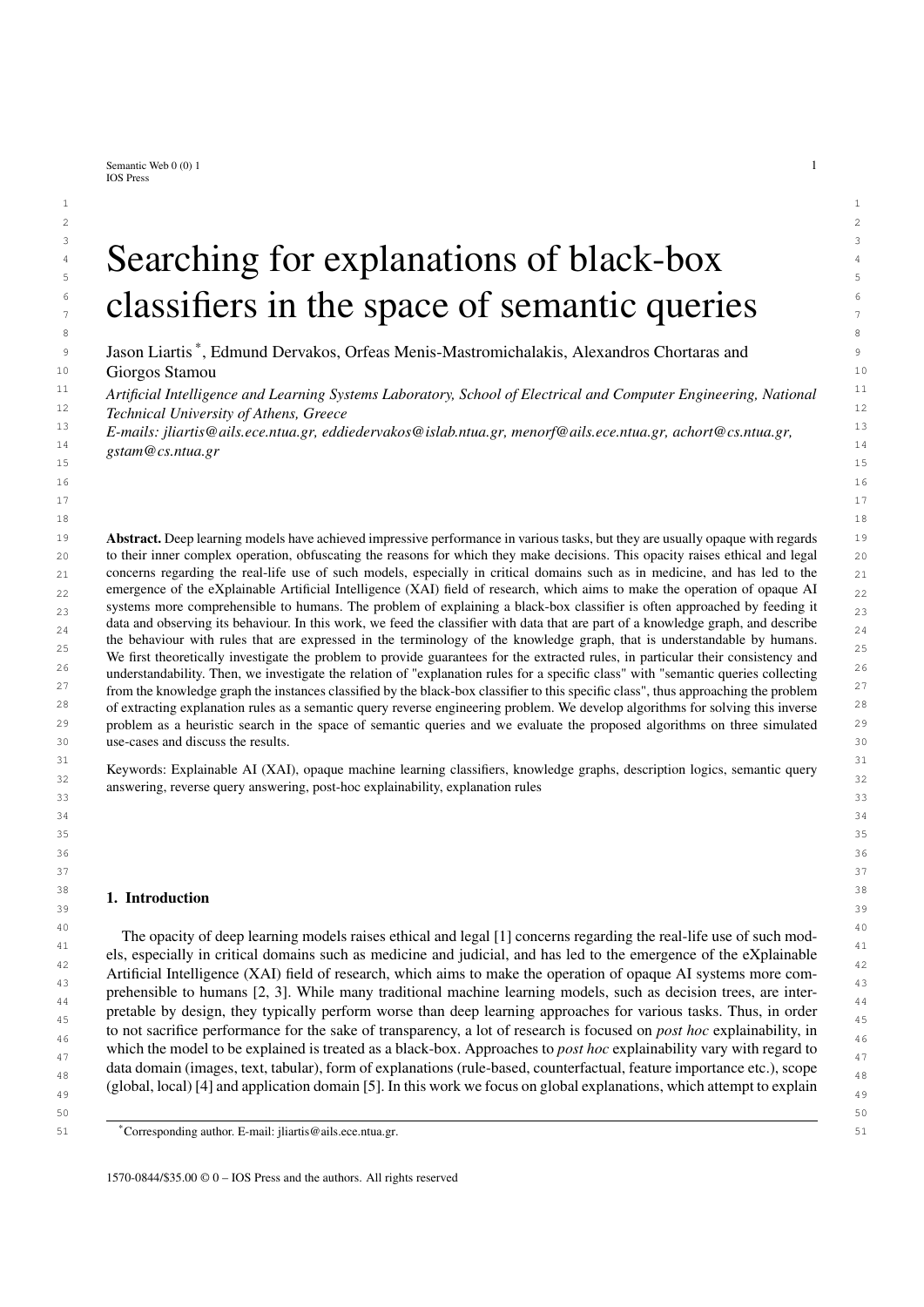# Searching for explanations of black-box classifiers in the space of semantic queries

Jason Liartis [*], Edmund Dervakos, Orfeas Menis-Mastromichalakis, Alexandros Chortaras and Giorgos Stamou

*Artificial Intelligence and Learning Systems Laboratory, School of Electrical and Computer Engineering, National Technical University of Athens, Greece*

*E-mails: jliartis@ails.ece.ntua.gr, eddiedervakos@islab.ntua.gr, menorf@ails.ece.ntua.gr, achort@cs.ntua.gr, gstam@cs.ntua.gr*

**Abstract.** Deep learning models have achieved impressive performance in various tasks, but they are usually opaque with regards to their inner complex operation, obfuscating the reasons for which they make decisions. This opacity raises ethical and legal concerns regarding the real-life use of such models, especially in critical domains such as in medicine, and has led to the emergence of the eXplainable Artificial Intelligence (XAI) field of research, which aims to make the operation of opaque AI systems more comprehensible to humans. The problem of explaining a black-box classifier is often approached by feeding it data and observing its behaviour. In this work, we feed the classifier with data that are part of a knowledge graph, and describe the behaviour with rules that are expressed in the terminology of the knowledge graph, that is understandable by humans. We first theoretically investigate the problem to provide guarantees for the extracted rules, in particular their consistency and understandability. Then, we investigate the relation of "explanation rules for a specific class" with "semantic queries collecting from the knowledge graph the instances classified by the black-box classifier to this specific class", thus approaching the problem of extracting explanation rules as a semantic query reverse engineering problem. We develop algorithms for solving this inverse problem as a heuristic search in the space of semantic queries and we evaluate the proposed algorithms on three simulated use-cases and discuss the results.

Keywords: Explainable AI (XAI), opaque machine learning classifiers, knowledge graphs, description logics, semantic query answering, reverse query answering, post-hoc explainability, explanation rules

## 1. Introduction

The opacity of deep learning models raises ethical and legal [1] concerns regarding the real-life use of such models, especially in critical domains such as medicine and judicial, and has led to the emergence of the eXplainable Artificial Intelligence (XAI) field of research, which aims to make the operation of opaque AI systems more comprehensible to humans [2, 3]. While many traditional machine learning models, such as decision trees, are interpretable by design, they typically perform worse than deep learning approaches for various tasks. Thus, in order to not sacrifice performance for the sake of transparency, a lot of research is focused on *post hoc* explainability, in which the model to be explained is treated as a black-box. Approaches to *post hoc* explainability vary with regard to data domain (images, text, tabular), form of explanations (rule-based, counterfactual, feature importance etc.), scope (global, local) [4] and application domain [5]. In this work we focus on global explanations, which attempt to explain

[*]Corresponding author. E-mail: jliartis@ails.ece.ntua.gr.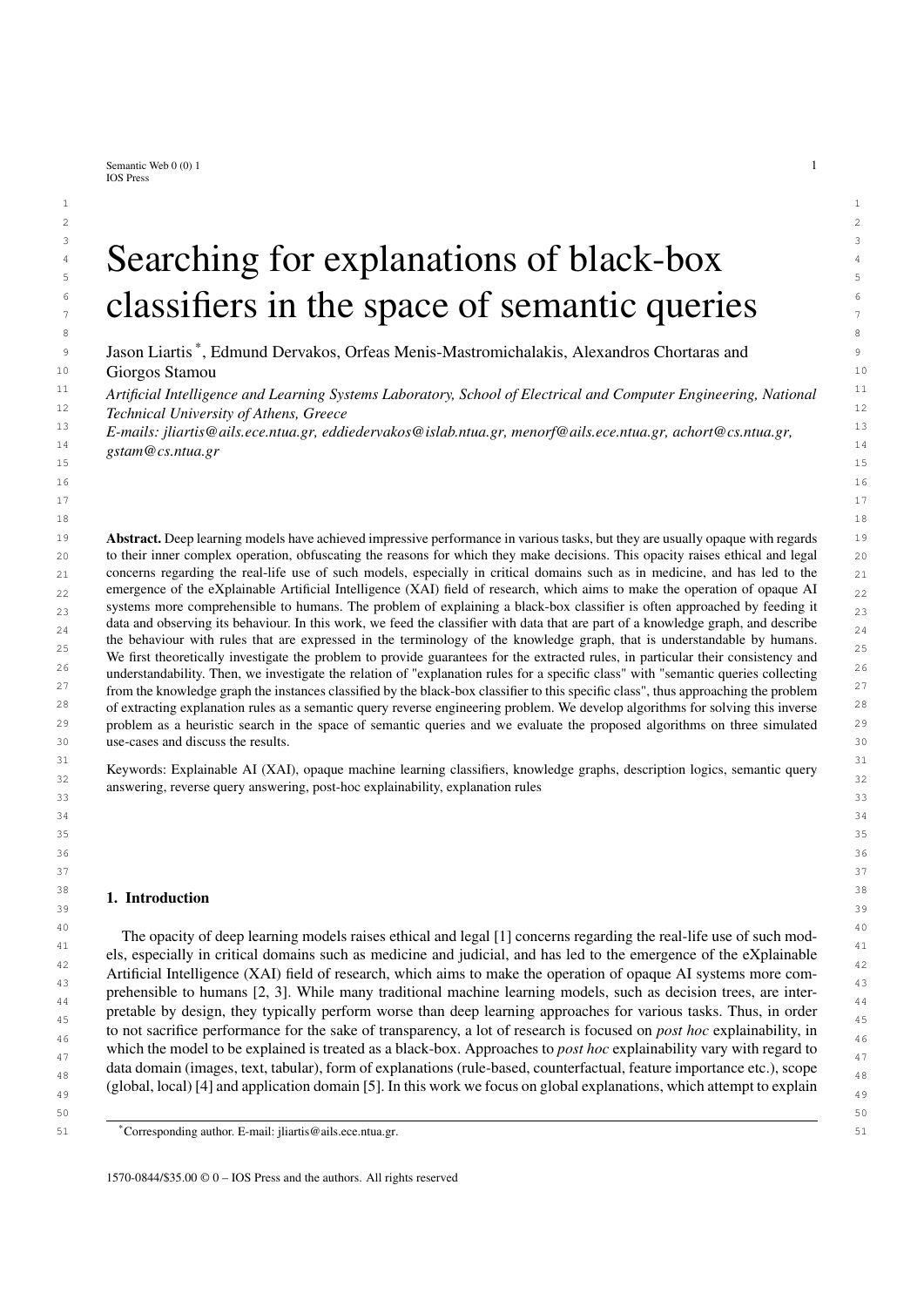# Searching for explanations of black-box classifiers in the space of semantic queries

Jason Liartis [*], Edmund Dervakos, Orfeas Menis-Mastromichalakis, Alexandros Chortaras and Giorgos Stamou

*Artificial Intelligence and Learning Systems Laboratory, School of Electrical and Computer Engineering, National Technical University of Athens, Greece*

*E-mails: jliartis@ails.ece.ntua.gr, eddiedervakos@islab.ntua.gr, menorf@ails.ece.ntua.gr, achort@cs.ntua.gr, gstam@cs.ntua.gr*

**Abstract.** Deep learning models have achieved impressive performance in various tasks, but they are usually opaque with regards to their inner complex operation, obfuscating the reasons for which they make decisions. This opacity raises ethical and legal concerns regarding the real-life use of such models, especially in critical domains such as in medicine, and has led to the emergence of the eXplainable Artificial Intelligence (XAI) field of research, which aims to make the operation of opaque AI systems more comprehensible to humans. The problem of explaining a black-box classifier is often approached by feeding it data and observing its behaviour. In this work, we feed the classifier with data that are part of a knowledge graph, and describe the behaviour with rules that are expressed in the terminology of the knowledge graph, that is understandable by humans. We first theoretically investigate the problem to provide guarantees for the extracted rules, in particular their consistency and understandability. Then, we investigate the relation of "explanation rules for a specific class" with "semantic queries collecting from the knowledge graph the instances classified by the black-box classifier to this specific class", thus approaching the problem of extracting explanation rules as a semantic query reverse engineering problem. We develop algorithms for solving this inverse problem as a heuristic search in the space of semantic queries and we evaluate the proposed algorithms on three simulated use-cases and discuss the results.

Keywords: Explainable AI (XAI), opaque machine learning classifiers, knowledge graphs, description logics, semantic query answering, reverse query answering, post-hoc explainability, explanation rules

## 1. Introduction

The opacity of deep learning models raises ethical and legal [1] concerns regarding the real-life use of such models, especially in critical domains such as medicine and judicial, and has led to the emergence of the eXplainable Artificial Intelligence (XAI) field of research, which aims to make the operation of opaque AI systems more comprehensible to humans [2, 3]. While many traditional machine learning models, such as decision trees, are interpretable by design, they typically perform worse than deep learning approaches for various tasks. Thus, in order to not sacrifice performance for the sake of transparency, a lot of research is focused on *post hoc* explainability, in which the model to be explained is treated as a black-box. Approaches to *post hoc* explainability vary with regard to data domain (images, text, tabular), form of explanations (rule-based, counterfactual, feature importance etc.), scope (global, local) [4] and application domain [5]. In this work we focus on global explanations, which attempt to explain

[*] Corresponding author. E-mail: jliartis@ails.ece.ntua.gr.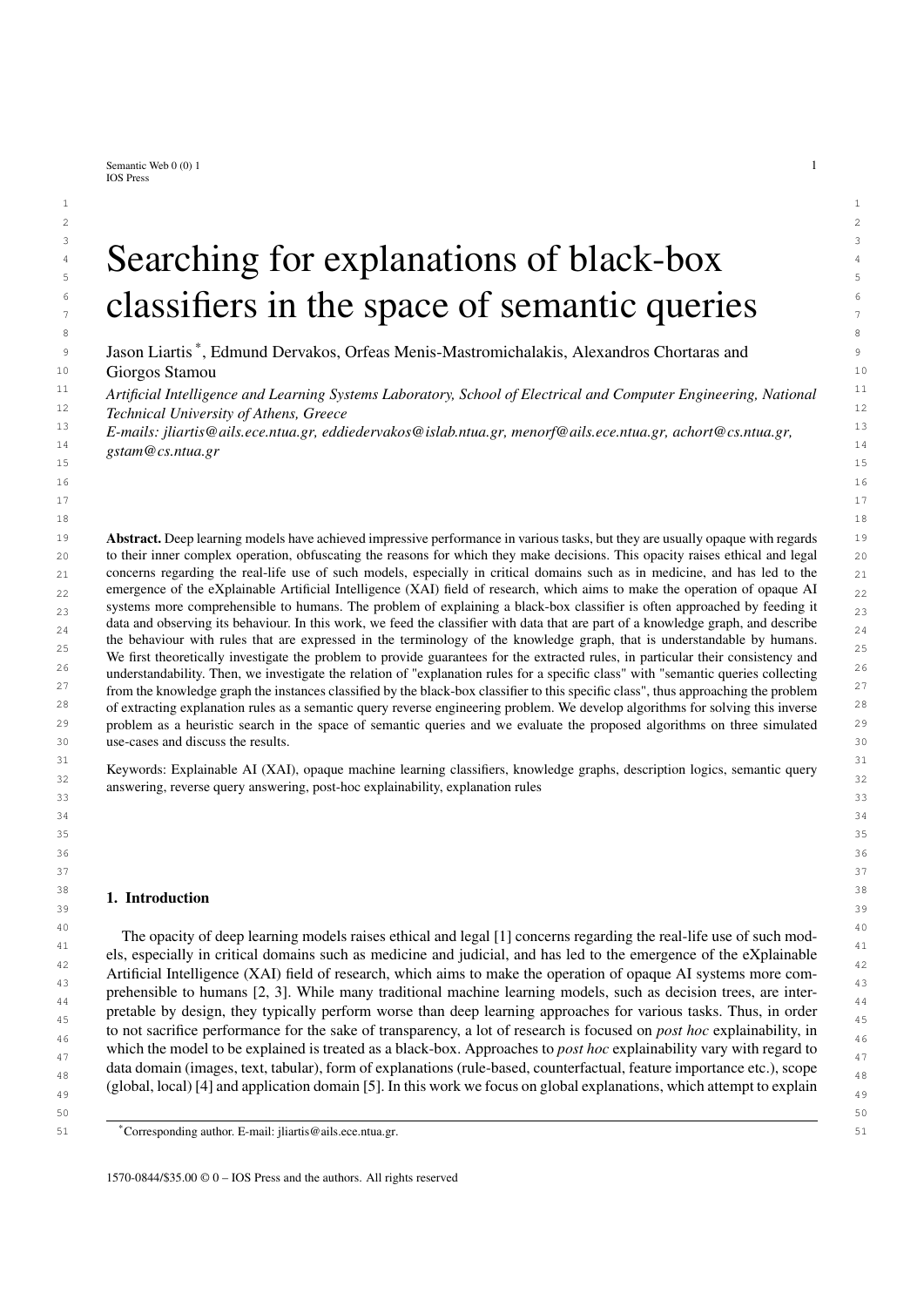# Searching for explanations of black-box classifiers in the space of semantic queries

Jason Liartis [*], Edmund Dervakos, Orfeas Menis-Mastromichalakis, Alexandros Chortaras and Giorgos Stamou

*Artificial Intelligence and Learning Systems Laboratory, School of Electrical and Computer Engineering, National Technical University of Athens, Greece*

*E-mails: jliartis@ails.ece.ntua.gr, eddiedervakos@islab.ntua.gr, menorf@ails.ece.ntua.gr, achort@cs.ntua.gr, gstam@cs.ntua.gr*

**Abstract.** Deep learning models have achieved impressive performance in various tasks, but they are usually opaque with regards to their inner complex operation, obfuscating the reasons for which they make decisions. This opacity raises ethical and legal concerns regarding the real-life use of such models, especially in critical domains such as in medicine, and has led to the emergence of the eXplainable Artificial Intelligence (XAI) field of research, which aims to make the operation of opaque AI systems more comprehensible to humans. The problem of explaining a black-box classifier is often approached by feeding it data and observing its behaviour. In this work, we feed the classifier with data that are part of a knowledge graph, and describe the behaviour with rules that are expressed in the terminology of the knowledge graph, that is understandable by humans. We first theoretically investigate the problem to provide guarantees for the extracted rules, in particular their consistency and understandability. Then, we investigate the relation of "explanation rules for a specific class" with "semantic queries collecting from the knowledge graph the instances classified by the black-box classifier to this specific class", thus approaching the problem of extracting explanation rules as a semantic query reverse engineering problem. We develop algorithms for solving this inverse problem as a heuristic search in the space of semantic queries and we evaluate the proposed algorithms on three simulated use-cases and discuss the results.

Keywords: Explainable AI (XAI), opaque machine learning classifiers, knowledge graphs, description logics, semantic query answering, reverse query answering, post-hoc explainability, explanation rules

## 1. Introduction

The opacity of deep learning models raises ethical and legal [1] concerns regarding the real-life use of such models, especially in critical domains such as medicine and judicial, and has led to the emergence of the eXplainable Artificial Intelligence (XAI) field of research, which aims to make the operation of opaque AI systems more comprehensible to humans [2, 3]. While many traditional machine learning models, such as decision trees, are interpretable by design, they typically perform worse than deep learning approaches for various tasks. Thus, in order to not sacrifice performance for the sake of transparency, a lot of research is focused on *post hoc* explainability, in which the model to be explained is treated as a black-box. Approaches to *post hoc* explainability vary with regard to data domain (images, text, tabular), form of explanations (rule-based, counterfactual, feature importance etc.), scope (global, local) [4] and application domain [5]. In this work we focus on global explanations, which attempt to explain

[*] Corresponding author. E-mail: jliartis@ails.ece.ntua.gr.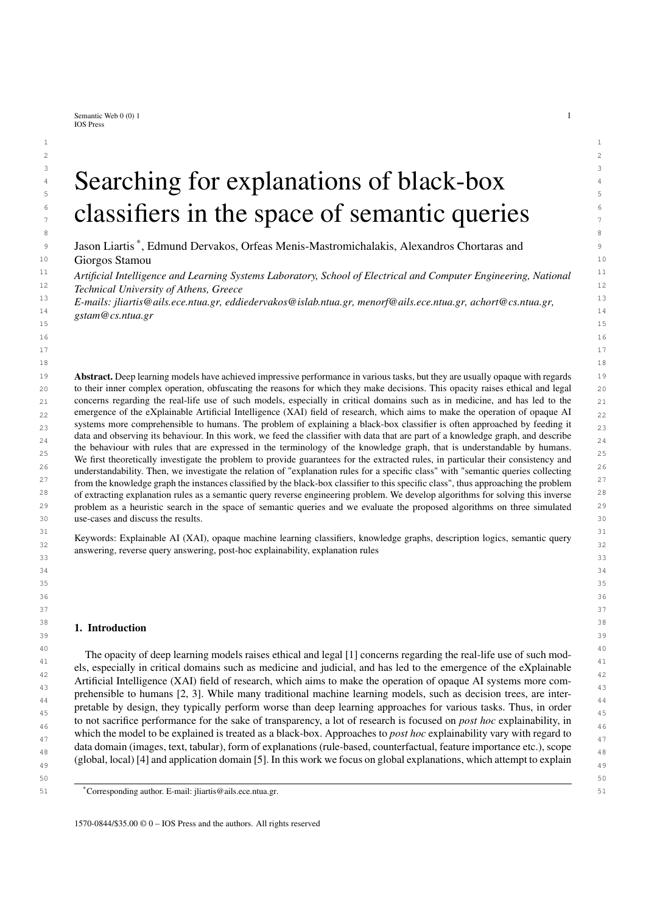# Searching for explanations of black-box classifiers in the space of semantic queries

Jason Liartis [*], Edmund Dervakos, Orfeas Menis-Mastromichalakis, Alexandros Chortaras and Giorgos Stamou

*Artificial Intelligence and Learning Systems Laboratory, School of Electrical and Computer Engineering, National Technical University of Athens, Greece*

*E-mails: jliartis@ails.ece.ntua.gr, eddiedervakos@islab.ntua.gr, menorf@ails.ece.ntua.gr, achort@cs.ntua.gr, gstam@cs.ntua.gr*

**Abstract.** Deep learning models have achieved impressive performance in various tasks, but they are usually opaque with regards to their inner complex operation, obfuscating the reasons for which they make decisions. This opacity raises ethical and legal concerns regarding the real-life use of such models, especially in critical domains such as in medicine, and has led to the emergence of the eXplainable Artificial Intelligence (XAI) field of research, which aims to make the operation of opaque AI systems more comprehensible to humans. The problem of explaining a black-box classifier is often approached by feeding it data and observing its behaviour. In this work, we feed the classifier with data that are part of a knowledge graph, and describe the behaviour with rules that are expressed in the terminology of the knowledge graph, that is understandable by humans. We first theoretically investigate the problem to provide guarantees for the extracted rules, in particular their consistency and understandability. Then, we investigate the relation of "explanation rules for a specific class" with "semantic queries collecting from the knowledge graph the instances classified by the black-box classifier to this specific class", thus approaching the problem of extracting explanation rules as a semantic query reverse engineering problem. We develop algorithms for solving this inverse problem as a heuristic search in the space of semantic queries and we evaluate the proposed algorithms on three simulated use-cases and discuss the results.

Keywords: Explainable AI (XAI), opaque machine learning classifiers, knowledge graphs, description logics, semantic query answering, reverse query answering, post-hoc explainability, explanation rules

## 1. Introduction

The opacity of deep learning models raises ethical and legal [1] concerns regarding the real-life use of such models, especially in critical domains such as medicine and judicial, and has led to the emergence of the eXplainable Artificial Intelligence (XAI) field of research, which aims to make the operation of opaque AI systems more comprehensible to humans [2, 3]. While many traditional machine learning models, such as decision trees, are interpretable by design, they typically perform worse than deep learning approaches for various tasks. Thus, in order to not sacrifice performance for the sake of transparency, a lot of research is focused on *post hoc* explainability, in which the model to be explained is treated as a black-box. Approaches to *post hoc* explainability vary with regard to data domain (images, text, tabular), form of explanations (rule-based, counterfactual, feature importance etc.), scope (global, local) [4] and application domain [5]. In this work we focus on global explanations, which attempt to explain

[*]Corresponding author. E-mail: jliartis@ails.ece.ntua.gr.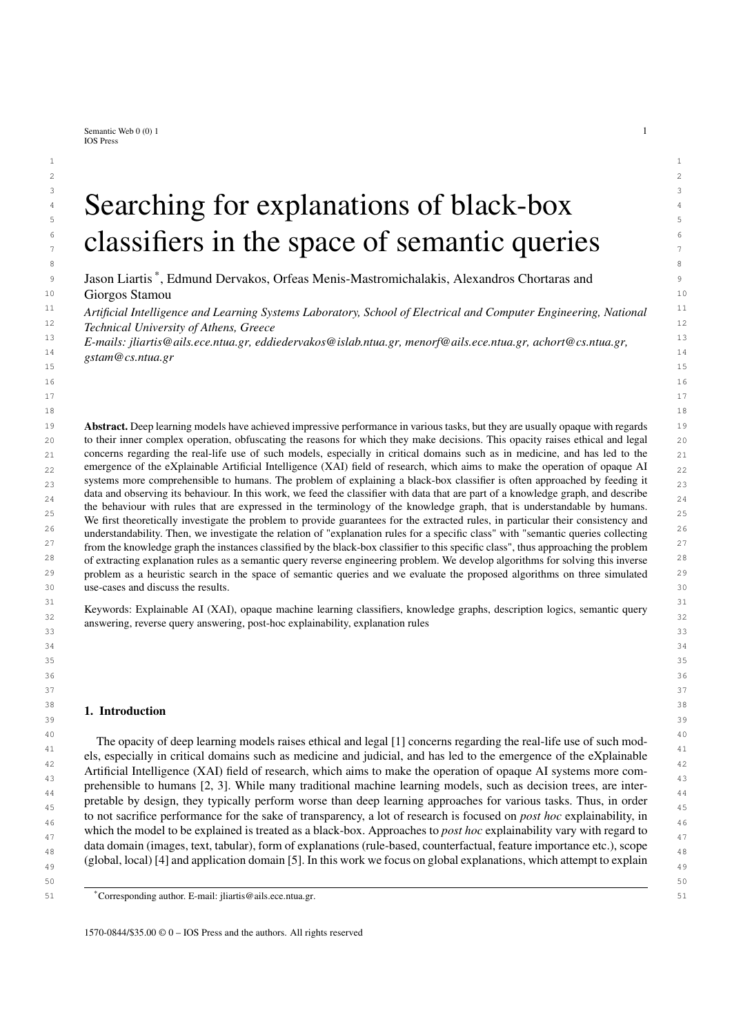# Searching for explanations of black-box classifiers in the space of semantic queries

Jason Liartis [*], Edmund Dervakos, Orfeas Menis-Mastromichalakis, Alexandros Chortaras and Giorgos Stamou

*Artificial Intelligence and Learning Systems Laboratory, School of Electrical and Computer Engineering, National Technical University of Athens, Greece*
*E-mails: jliartis@ails.ece.ntua.gr, eddiedervakos@islab.ntua.gr, menorf@ails.ece.ntua.gr, achort@cs.ntua.gr, gstam@cs.ntua.gr*

**Abstract.** Deep learning models have achieved impressive performance in various tasks, but they are usually opaque with regards to their inner complex operation, obfuscating the reasons for which they make decisions. This opacity raises ethical and legal concerns regarding the real-life use of such models, especially in critical domains such as in medicine, and has led to the emergence of the eXplainable Artificial Intelligence (XAI) field of research, which aims to make the operation of opaque AI systems more comprehensible to humans. The problem of explaining a black-box classifier is often approached by feeding it data and observing its behaviour. In this work, we feed the classifier with data that are part of a knowledge graph, and describe the behaviour with rules that are expressed in the terminology of the knowledge graph, that is understandable by humans. We first theoretically investigate the problem to provide guarantees for the extracted rules, in particular their consistency and understandability. Then, we investigate the relation of "explanation rules for a specific class" with "semantic queries collecting from the knowledge graph the instances classified by the black-box classifier to this specific class", thus approaching the problem of extracting explanation rules as a semantic query reverse engineering problem. We develop algorithms for solving this inverse problem as a heuristic search in the space of semantic queries and we evaluate the proposed algorithms on three simulated use-cases and discuss the results.

Keywords: Explainable AI (XAI), opaque machine learning classifiers, knowledge graphs, description logics, semantic query answering, reverse query answering, post-hoc explainability, explanation rules

## 1. Introduction

The opacity of deep learning models raises ethical and legal [1] concerns regarding the real-life use of such models, especially in critical domains such as medicine and judicial, and has led to the emergence of the eXplainable Artificial Intelligence (XAI) field of research, which aims to make the operation of opaque AI systems more comprehensible to humans [2, 3]. While many traditional machine learning models, such as decision trees, are interpretable by design, they typically perform worse than deep learning approaches for various tasks. Thus, in order to not sacrifice performance for the sake of transparency, a lot of research is focused on *post hoc* explainability, in which the model to be explained is treated as a black-box. Approaches to *post hoc* explainability vary with regard to data domain (images, text, tabular), form of explanations (rule-based, counterfactual, feature importance etc.), scope (global, local) [4] and application domain [5]. In this work we focus on global explanations, which attempt to explain

[*] Corresponding author. E-mail: jliartis@ails.ece.ntua.gr.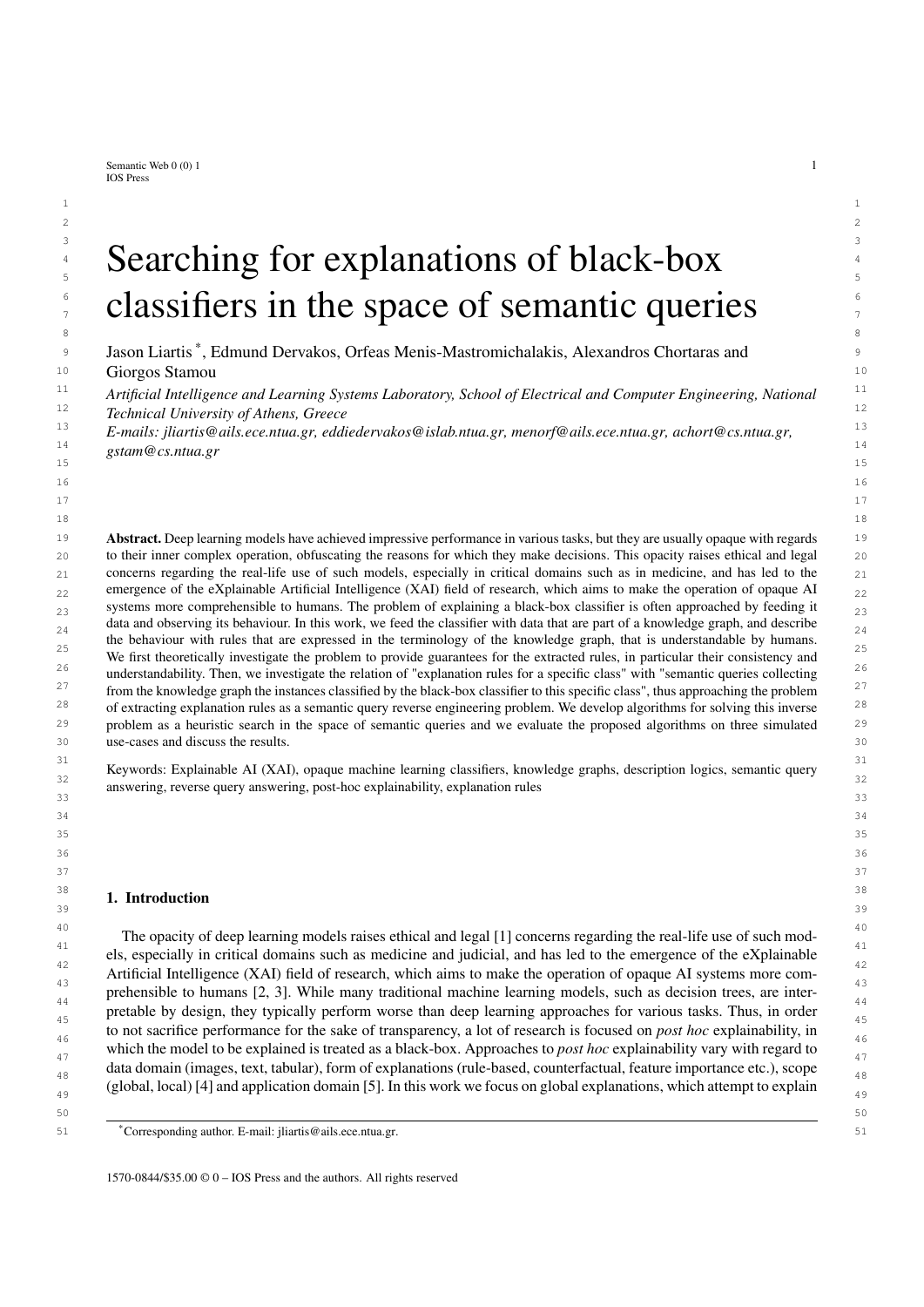# Searching for explanations of black-box classifiers in the space of semantic queries

Jason Liartis [*], Edmund Dervakos, Orfeas Menis-Mastromichalakis, Alexandros Chortaras and Giorgos Stamou

*Artificial Intelligence and Learning Systems Laboratory, School of Electrical and Computer Engineering, National Technical University of Athens, Greece*

*E-mails: jliartis@ails.ece.ntua.gr, eddiedervakos@islab.ntua.gr, menorf@ails.ece.ntua.gr, achort@cs.ntua.gr, gstam@cs.ntua.gr*

**Abstract.** Deep learning models have achieved impressive performance in various tasks, but they are usually opaque with regards to their inner complex operation, obfuscating the reasons for which they make decisions. This opacity raises ethical and legal concerns regarding the real-life use of such models, especially in critical domains such as in medicine, and has led to the emergence of the eXplainable Artificial Intelligence (XAI) field of research, which aims to make the operation of opaque AI systems more comprehensible to humans. The problem of explaining a black-box classifier is often approached by feeding it data and observing its behaviour. In this work, we feed the classifier with data that are part of a knowledge graph, and describe the behaviour with rules that are expressed in the terminology of the knowledge graph, that is understandable by humans. We first theoretically investigate the problem to provide guarantees for the extracted rules, in particular their consistency and understandability. Then, we investigate the relation of "explanation rules for a specific class" with "semantic queries collecting from the knowledge graph the instances classified by the black-box classifier to this specific class", thus approaching the problem of extracting explanation rules as a semantic query reverse engineering problem. We develop algorithms for solving this inverse problem as a heuristic search in the space of semantic queries and we evaluate the proposed algorithms on three simulated use-cases and discuss the results.

Keywords: Explainable AI (XAI), opaque machine learning classifiers, knowledge graphs, description logics, semantic query answering, reverse query answering, post-hoc explainability, explanation rules

## 1. Introduction

The opacity of deep learning models raises ethical and legal [1] concerns regarding the real-life use of such models, especially in critical domains such as medicine and judicial, and has led to the emergence of the eXplainable Artificial Intelligence (XAI) field of research, which aims to make the operation of opaque AI systems more comprehensible to humans [2, 3]. While many traditional machine learning models, such as decision trees, are interpretable by design, they typically perform worse than deep learning approaches for various tasks. Thus, in order to not sacrifice performance for the sake of transparency, a lot of research is focused on *post hoc* explainability, in which the model to be explained is treated as a black-box. Approaches to *post hoc* explainability vary with regard to data domain (images, text, tabular), form of explanations (rule-based, counterfactual, feature importance etc.), scope (global, local) [4] and application domain [5]. In this work we focus on global explanations, which attempt to explain

[*] Corresponding author. E-mail: jliartis@ails.ece.ntua.gr.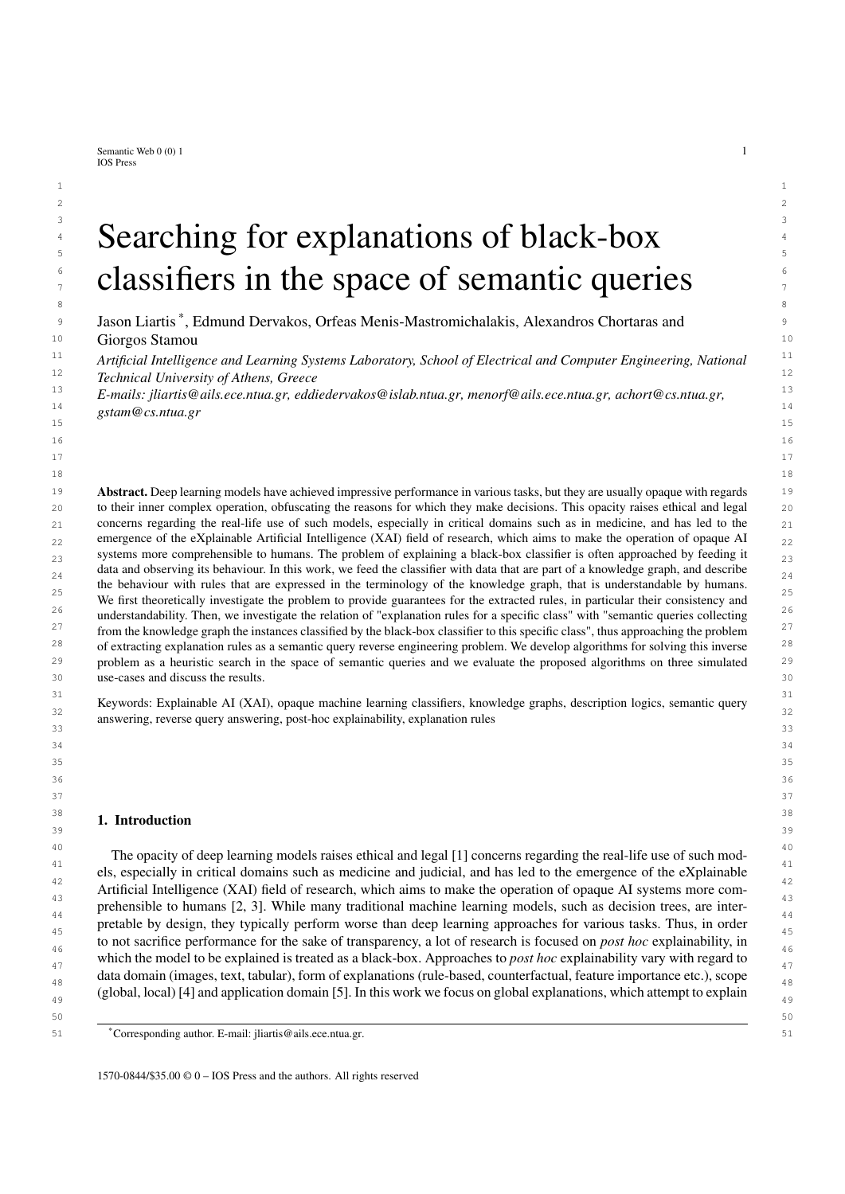# Searching for explanations of black-box classifiers in the space of semantic queries

Jason Liartis [*], Edmund Dervakos, Orfeas Menis-Mastromichalakis, Alexandros Chortaras and Giorgos Stamou

*Artificial Intelligence and Learning Systems Laboratory, School of Electrical and Computer Engineering, National Technical University of Athens, Greece*

*E-mails: jliartis@ails.ece.ntua.gr, eddiedervakos@islab.ntua.gr, menorf@ails.ece.ntua.gr, achort@cs.ntua.gr, gstam@cs.ntua.gr*

**Abstract.** Deep learning models have achieved impressive performance in various tasks, but they are usually opaque with regards to their inner complex operation, obfuscating the reasons for which they make decisions. This opacity raises ethical and legal concerns regarding the real-life use of such models, especially in critical domains such as in medicine, and has led to the emergence of the eXplainable Artificial Intelligence (XAI) field of research, which aims to make the operation of opaque AI systems more comprehensible to humans. The problem of explaining a black-box classifier is often approached by feeding it data and observing its behaviour. In this work, we feed the classifier with data that are part of a knowledge graph, and describe the behaviour with rules that are expressed in the terminology of the knowledge graph, that is understandable by humans. We first theoretically investigate the problem to provide guarantees for the extracted rules, in particular their consistency and understandability. Then, we investigate the relation of "explanation rules for a specific class" with "semantic queries collecting from the knowledge graph the instances classified by the black-box classifier to this specific class", thus approaching the problem of extracting explanation rules as a semantic query reverse engineering problem. We develop algorithms for solving this inverse problem as a heuristic search in the space of semantic queries and we evaluate the proposed algorithms on three simulated use-cases and discuss the results.

Keywords: Explainable AI (XAI), opaque machine learning classifiers, knowledge graphs, description logics, semantic query answering, reverse query answering, post-hoc explainability, explanation rules

## 1. Introduction

The opacity of deep learning models raises ethical and legal [1] concerns regarding the real-life use of such models, especially in critical domains such as medicine and judicial, and has led to the emergence of the eXplainable Artificial Intelligence (XAI) field of research, which aims to make the operation of opaque AI systems more comprehensible to humans [2, 3]. While many traditional machine learning models, such as decision trees, are interpretable by design, they typically perform worse than deep learning approaches for various tasks. Thus, in order to not sacrifice performance for the sake of transparency, a lot of research is focused on *post hoc* explainability, in which the model to be explained is treated as a black-box. Approaches to *post hoc* explainability vary with regard to data domain (images, text, tabular), form of explanations (rule-based, counterfactual, feature importance etc.), scope (global, local) [4] and application domain [5]. In this work we focus on global explanations, which attempt to explain

[*] Corresponding author. E-mail: jliartis@ails.ece.ntua.gr.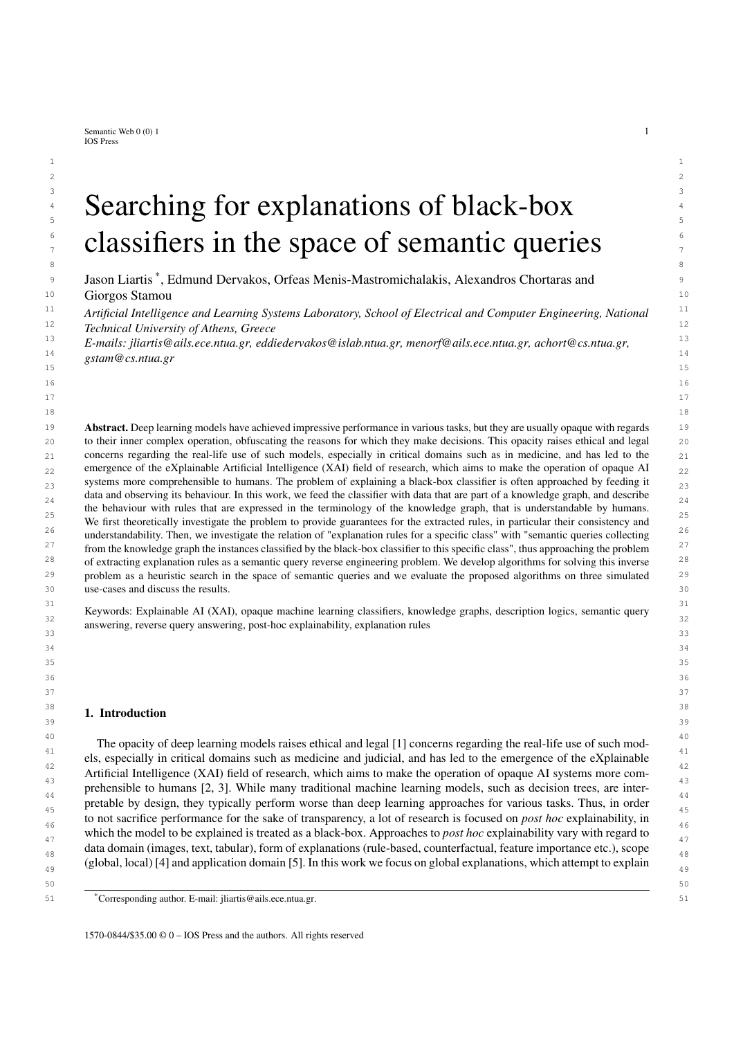# Searching for explanations of black-box classifiers in the space of semantic queries

Jason Liartis [*], Edmund Dervakos, Orfeas Menis-Mastromichalakis, Alexandros Chortaras and Giorgos Stamou

*Artificial Intelligence and Learning Systems Laboratory, School of Electrical and Computer Engineering, National Technical University of Athens, Greece*

*E-mails: jliartis@ails.ece.ntua.gr, eddiedervakos@islab.ntua.gr, menorf@ails.ece.ntua.gr, achort@cs.ntua.gr, gstam@cs.ntua.gr*

**Abstract.** Deep learning models have achieved impressive performance in various tasks, but they are usually opaque with regards to their inner complex operation, obfuscating the reasons for which they make decisions. This opacity raises ethical and legal concerns regarding the real-life use of such models, especially in critical domains such as in medicine, and has led to the emergence of the eXplainable Artificial Intelligence (XAI) field of research, which aims to make the operation of opaque AI systems more comprehensible to humans. The problem of explaining a black-box classifier is often approached by feeding it data and observing its behaviour. In this work, we feed the classifier with data that are part of a knowledge graph, and describe the behaviour with rules that are expressed in the terminology of the knowledge graph, that is understandable by humans. We first theoretically investigate the problem to provide guarantees for the extracted rules, in particular their consistency and understandability. Then, we investigate the relation of "explanation rules for a specific class" with "semantic queries collecting from the knowledge graph the instances classified by the black-box classifier to this specific class", thus approaching the problem of extracting explanation rules as a semantic query reverse engineering problem. We develop algorithms for solving this inverse problem as a heuristic search in the space of semantic queries and we evaluate the proposed algorithms on three simulated use-cases and discuss the results.

Keywords: Explainable AI (XAI), opaque machine learning classifiers, knowledge graphs, description logics, semantic query answering, reverse query answering, post-hoc explainability, explanation rules

## 1. Introduction

The opacity of deep learning models raises ethical and legal [1] concerns regarding the real-life use of such models, especially in critical domains such as medicine and judicial, and has led to the emergence of the eXplainable Artificial Intelligence (XAI) field of research, which aims to make the operation of opaque AI systems more comprehensible to humans [2, 3]. While many traditional machine learning models, such as decision trees, are interpretable by design, they typically perform worse than deep learning approaches for various tasks. Thus, in order to not sacrifice performance for the sake of transparency, a lot of research is focused on *post hoc* explainability, in which the model to be explained is treated as a black-box. Approaches to *post hoc* explainability vary with regard to data domain (images, text, tabular), form of explanations (rule-based, counterfactual, feature importance etc.), scope (global, local) [4] and application domain [5]. In this work we focus on global explanations, which attempt to explain

[*]Corresponding author. E-mail: jliartis@ails.ece.ntua.gr.